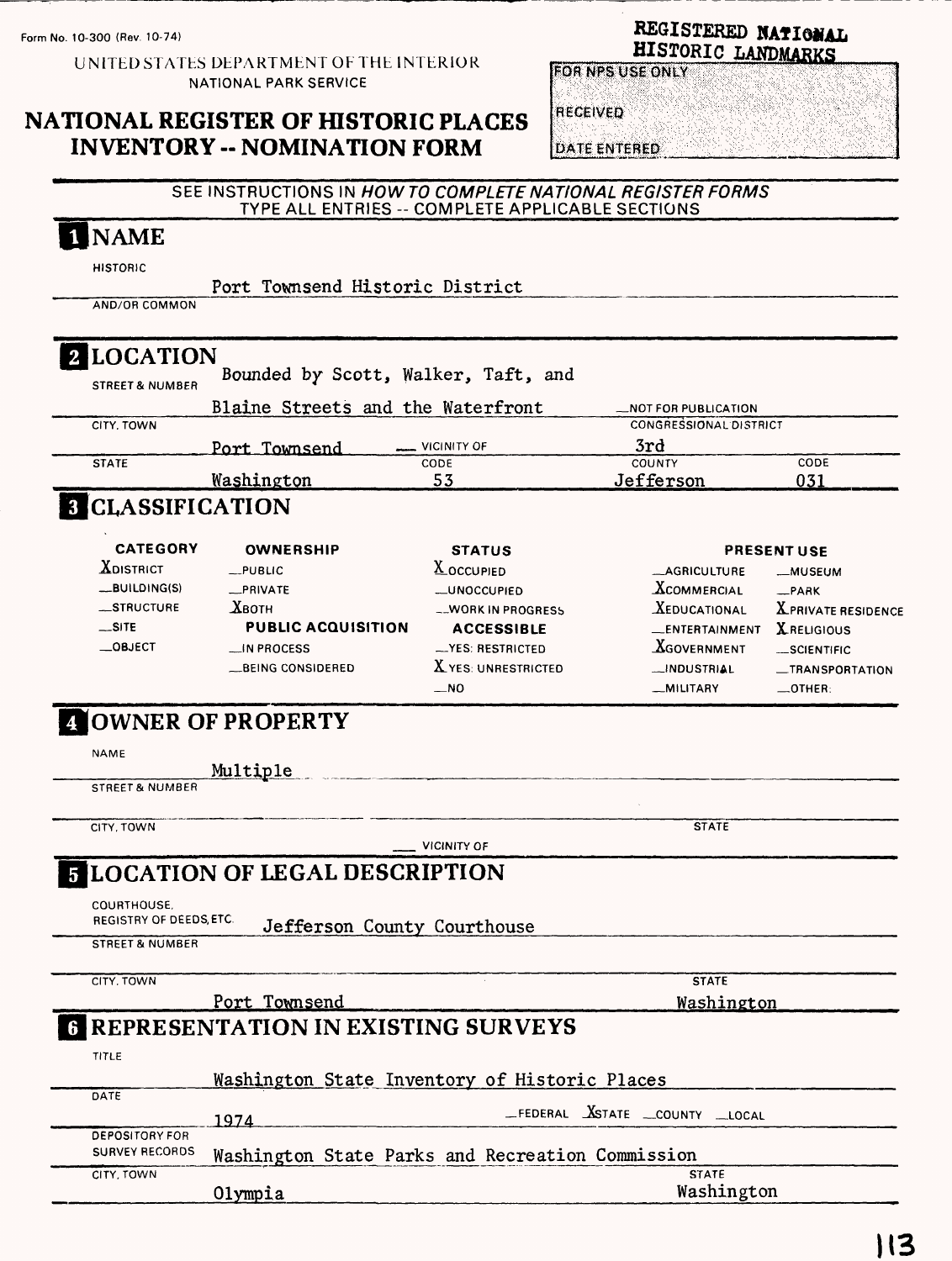Form No. 10-300 (Rev. 10-74)

UNITED STATES DEPARTMENT OF THE INTERIOR
NATIONAL PARK SERVICE

REGISTERED NATIONAL HISTORIC LANDMARKS

# NATIONAL REGISTER OF HISTORIC PLACES INVENTORY -- NOMINATION FORM

FOR NPS USE ONLY

RECEIVED

DATE ENTERED

SEE INSTRUCTIONS IN *HOW TO COMPLETE NATIONAL REGISTER FORMS*
TYPE ALL ENTRIES -- COMPLETE APPLICABLE SECTIONS

## 1 NAME

HISTORIC: Port Townsend Historic District

AND/OR COMMON:

## 2 LOCATION

STREET & NUMBER: Bounded by Scott, Walker, Taft, and Blaine Streets and the Waterfront

__NOT FOR PUBLICATION

CITY, TOWN: Port Townsend __ VICINITY OF

CONGRESSIONAL DISTRICT: 3rd

STATE: Washington CODE: 53 COUNTY: Jefferson CODE: 031

## 3 CLASSIFICATION

| CATEGORY | OWNERSHIP | STATUS | PRESENT USE | |
|---|---|---|---|---|
| X DISTRICT | __PUBLIC | X OCCUPIED | __AGRICULTURE | __MUSEUM |
| __BUILDING(S) | __PRIVATE | __UNOCCUPIED | X COMMERCIAL | __PARK |
| __STRUCTURE | X BOTH | __WORK IN PROGRESS | X EDUCATIONAL | X PRIVATE RESIDENCE |
| __SITE | **PUBLIC ACQUISITION** | **ACCESSIBLE** | __ENTERTAINMENT | X RELIGIOUS |
| __OBJECT | __IN PROCESS | __YES: RESTRICTED | X GOVERNMENT | __SCIENTIFIC |
| | __BEING CONSIDERED | X YES: UNRESTRICTED | __INDUSTRIAL | __TRANSPORTATION |
| | | __NO | __MILITARY | __OTHER: |

## 4 OWNER OF PROPERTY

NAME: Multiple

STREET & NUMBER:

CITY, TOWN: ___ VICINITY OF STATE:

## 5 LOCATION OF LEGAL DESCRIPTION

COURTHOUSE, REGISTRY OF DEEDS, ETC.: Jefferson County Courthouse

STREET & NUMBER:

CITY, TOWN: Port Townsend STATE: Washington

## 6 REPRESENTATION IN EXISTING SURVEYS

TITLE: Washington State Inventory of Historic Places

DATE: 1974 __FEDERAL X STATE __COUNTY __LOCAL

DEPOSITORY FOR SURVEY RECORDS: Washington State Parks and Recreation Commission

CITY, TOWN: Olympia STATE: Washington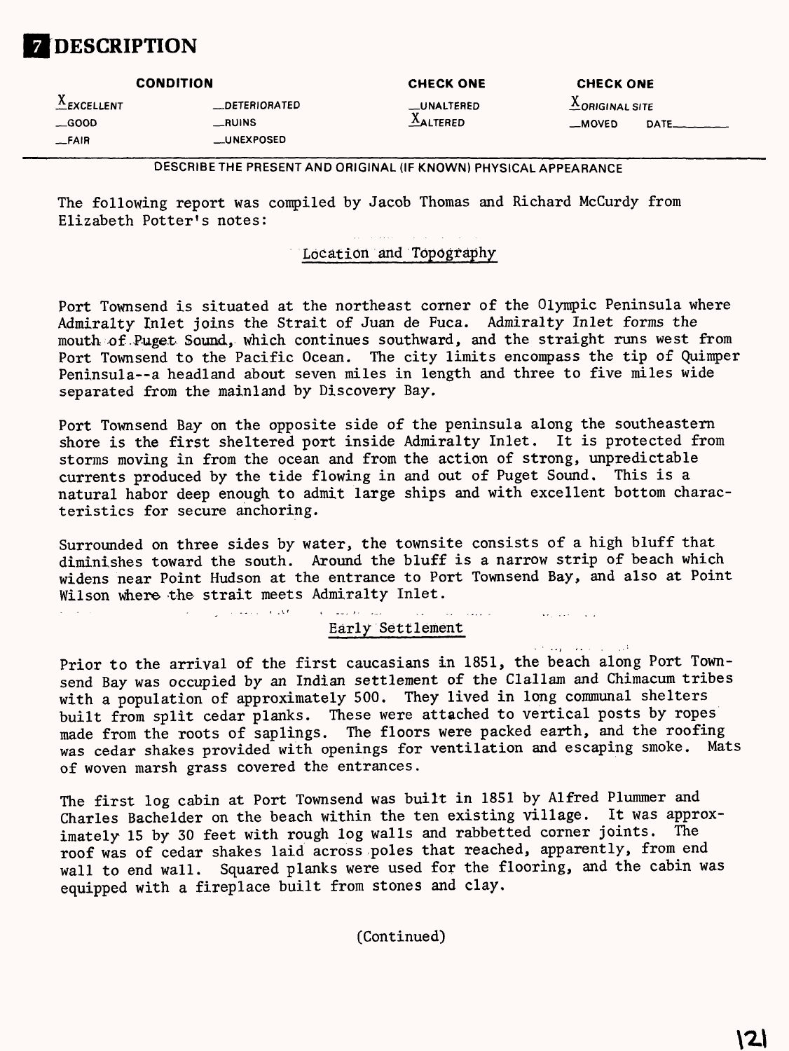# 7 DESCRIPTION

| CONDITION | | CHECK ONE | CHECK ONE |
|---|---|---|---|
| X EXCELLENT | __DETERIORATED | __UNALTERED | X ORIGINAL SITE |
| __GOOD | __RUINS | X ALTERED | __MOVED DATE______ |
| __FAIR | __UNEXPOSED | | |

DESCRIBE THE PRESENT AND ORIGINAL (IF KNOWN) PHYSICAL APPEARANCE

The following report was compiled by Jacob Thomas and Richard McCurdy from Elizabeth Potter's notes:

## Location and Topography

Port Townsend is situated at the northeast corner of the Olympic Peninsula where Admiralty Inlet joins the Strait of Juan de Fuca. Admiralty Inlet forms the mouth of Puget Sound, which continues southward, and the straight runs west from Port Townsend to the Pacific Ocean. The city limits encompass the tip of Quimper Peninsula--a headland about seven miles in length and three to five miles wide separated from the mainland by Discovery Bay.

Port Townsend Bay on the opposite side of the peninsula along the southeastern shore is the first sheltered port inside Admiralty Inlet. It is protected from storms moving in from the ocean and from the action of strong, unpredictable currents produced by the tide flowing in and out of Puget Sound. This is a natural habor deep enough to admit large ships and with excellent bottom characteristics for secure anchoring.

Surrounded on three sides by water, the townsite consists of a high bluff that diminishes toward the south. Around the bluff is a narrow strip of beach which widens near Point Hudson at the entrance to Port Townsend Bay, and also at Point Wilson where the strait meets Admiralty Inlet.

## Early Settlement

Prior to the arrival of the first caucasians in 1851, the beach along Port Townsend Bay was occupied by an Indian settlement of the Clallam and Chimacum tribes with a population of approximately 500. They lived in long communal shelters built from split cedar planks. These were attached to vertical posts by ropes made from the roots of saplings. The floors were packed earth, and the roofing was cedar shakes provided with openings for ventilation and escaping smoke. Mats of woven marsh grass covered the entrances.

The first log cabin at Port Townsend was built in 1851 by Alfred Plummer and Charles Bachelder on the beach within the ten existing village. It was approximately 15 by 30 feet with rough log walls and rabbetted corner joints. The roof was of cedar shakes laid across poles that reached, apparently, from end wall to end wall. Squared planks were used for the flooring, and the cabin was equipped with a fireplace built from stones and clay.

(Continued)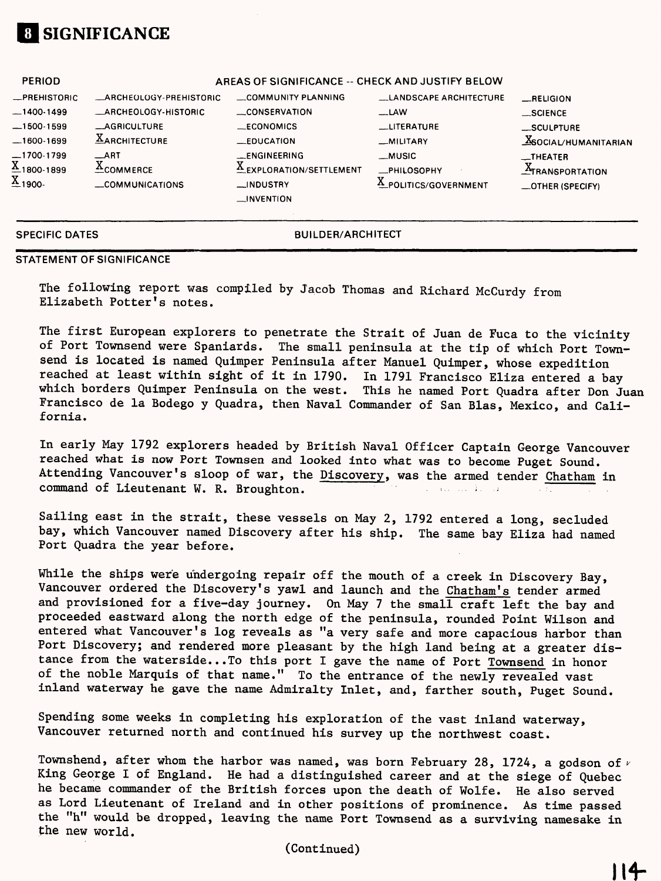# 8 SIGNIFICANCE

| PERIOD | AREAS OF SIGNIFICANCE -- CHECK AND JUSTIFY BELOW | | | |
|---|---|---|---|---|
| __PREHISTORIC | __ARCHEOLOGY-PREHISTORIC | __COMMUNITY PLANNING | __LANDSCAPE ARCHITECTURE | __RELIGION |
| __1400-1499 | __ARCHEOLOGY-HISTORIC | __CONSERVATION | __LAW | __SCIENCE |
| __1500-1599 | __AGRICULTURE | __ECONOMICS | __LITERATURE | __SCULPTURE |
| __1600-1699 | X ARCHITECTURE | __EDUCATION | __MILITARY | X SOCIAL/HUMANITARIAN |
| __1700-1799 | __ART | __ENGINEERING | __MUSIC | __THEATER |
| X 1800-1899 | X COMMERCE | X EXPLORATION/SETTLEMENT | __PHILOSOPHY | X TRANSPORTATION |
| X 1900- | __COMMUNICATIONS | __INDUSTRY | X POLITICS/GOVERNMENT | __OTHER (SPECIFY) |
| | | __INVENTION | | |

SPECIFIC DATES

BUILDER/ARCHITECT

STATEMENT OF SIGNIFICANCE

The following report was compiled by Jacob Thomas and Richard McCurdy from Elizabeth Potter's notes.

The first European explorers to penetrate the Strait of Juan de Fuca to the vicinity of Port Townsend were Spaniards. The small peninsula at the tip of which Port Townsend is located is named Quimper Peninsula after Manuel Quimper, whose expedition reached at least within sight of it in 1790. In 1791 Francisco Eliza entered a bay which borders Quimper Peninsula on the west. This he named Port Quadra after Don Juan Francisco de la Bodego y Quadra, then Naval Commander of San Blas, Mexico, and California.

In early May 1792 explorers headed by British Naval Officer Captain George Vancouver reached what is now Port Townsen and looked into what was to become Puget Sound. Attending Vancouver's sloop of war, the Discovery, was the armed tender Chatham in command of Lieutenant W. R. Broughton.

Sailing east in the strait, these vessels on May 2, 1792 entered a long, secluded bay, which Vancouver named Discovery after his ship. The same bay Eliza had named Port Quadra the year before.

While the ships were undergoing repair off the mouth of a creek in Discovery Bay, Vancouver ordered the Discovery's yawl and launch and the Chatham's tender armed and provisioned for a five-day journey. On May 7 the small craft left the bay and proceeded eastward along the north edge of the peninsula, rounded Point Wilson and entered what Vancouver's log reveals as "a very safe and more capacious harbor than Port Discovery; and rendered more pleasant by the high land being at a greater distance from the waterside...To this port I gave the name of Port Townsend in honor of the noble Marquis of that name." To the entrance of the newly revealed vast inland waterway he gave the name Admiralty Inlet, and, farther south, Puget Sound.

Spending some weeks in completing his exploration of the vast inland waterway, Vancouver returned north and continued his survey up the northwest coast.

Townshend, after whom the harbor was named, was born February 28, 1724, a godson of King George I of England. He had a distinguished career and at the siege of Quebec he became commander of the British forces upon the death of Wolfe. He also served as Lord Lieutenant of Ireland and in other positions of prominence. As time passed the "h" would be dropped, leaving the name Port Townsend as a surviving namesake in the new world.

(Continued)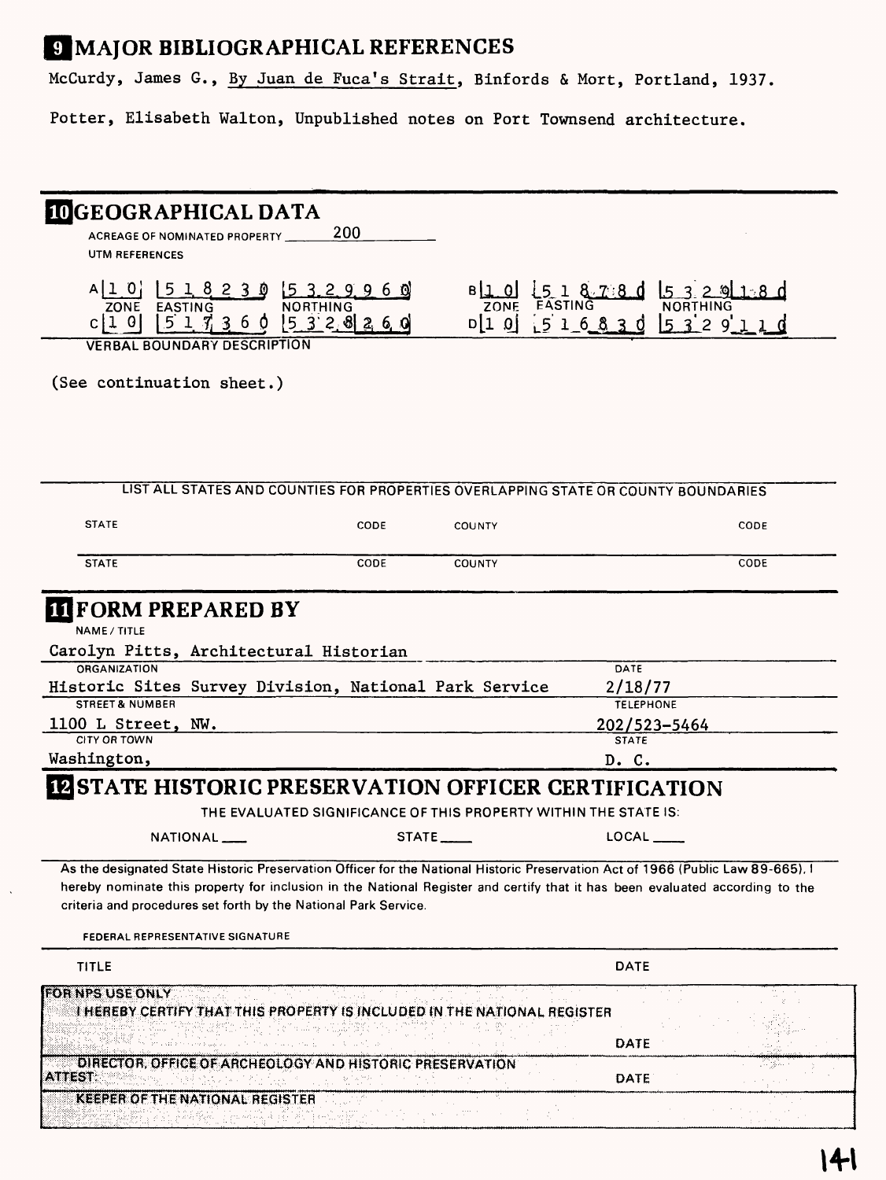## 9 MAJOR BIBLIOGRAPHICAL REFERENCES

McCurdy, James G., By Juan de Fuca's Strait, Binfords & Mort, Portland, 1937.

Potter, Elisabeth Walton, Unpublished notes on Port Townsend architecture.

## 10 GEOGRAPHICAL DATA

ACREAGE OF NOMINATED PROPERTY 200

UTM REFERENCES

| | ZONE | EASTING | NORTHING | | ZONE | EASTING | NORTHING |
|---|---|---|---|---|---|---|---|
| A | 10 | 518230 | 5329960 | B | 10 | 518780 | 5329180 |
| C | 10 | 517360 | 5328260 | D | 10 | 516830 | 5329110 |

VERBAL BOUNDARY DESCRIPTION

(See continuation sheet.)

LIST ALL STATES AND COUNTIES FOR PROPERTIES OVERLAPPING STATE OR COUNTY BOUNDARIES

| STATE | CODE | COUNTY | CODE |
|---|---|---|---|
| STATE | CODE | COUNTY | CODE |

## 11 FORM PREPARED BY

NAME / TITLE

Carolyn Pitts, Architectural Historian

| ORGANIZATION | DATE |
|---|---|
| Historic Sites Survey Division, National Park Service | 2/18/77 |
| **STREET & NUMBER** | **TELEPHONE** |
| 1100 L Street, NW. | 202/523-5464 |
| **CITY OR TOWN** | **STATE** |
| Washington, | D. C. |

## 12 STATE HISTORIC PRESERVATION OFFICER CERTIFICATION

THE EVALUATED SIGNIFICANCE OF THIS PROPERTY WITHIN THE STATE IS:

NATIONAL ___ STATE ___ LOCAL ___

As the designated State Historic Preservation Officer for the National Historic Preservation Act of 1966 (Public Law 89-665), I hereby nominate this property for inclusion in the National Register and certify that it has been evaluated according to the criteria and procedures set forth by the National Park Service.

FEDERAL REPRESENTATIVE SIGNATURE

TITLE DATE

FOR NPS USE ONLY

I HEREBY CERTIFY THAT THIS PROPERTY IS INCLUDED IN THE NATIONAL REGISTER

DATE

DIRECTOR, OFFICE OF ARCHEOLOGY AND HISTORIC PRESERVATION

ATTEST: DATE

KEEPER OF THE NATIONAL REGISTER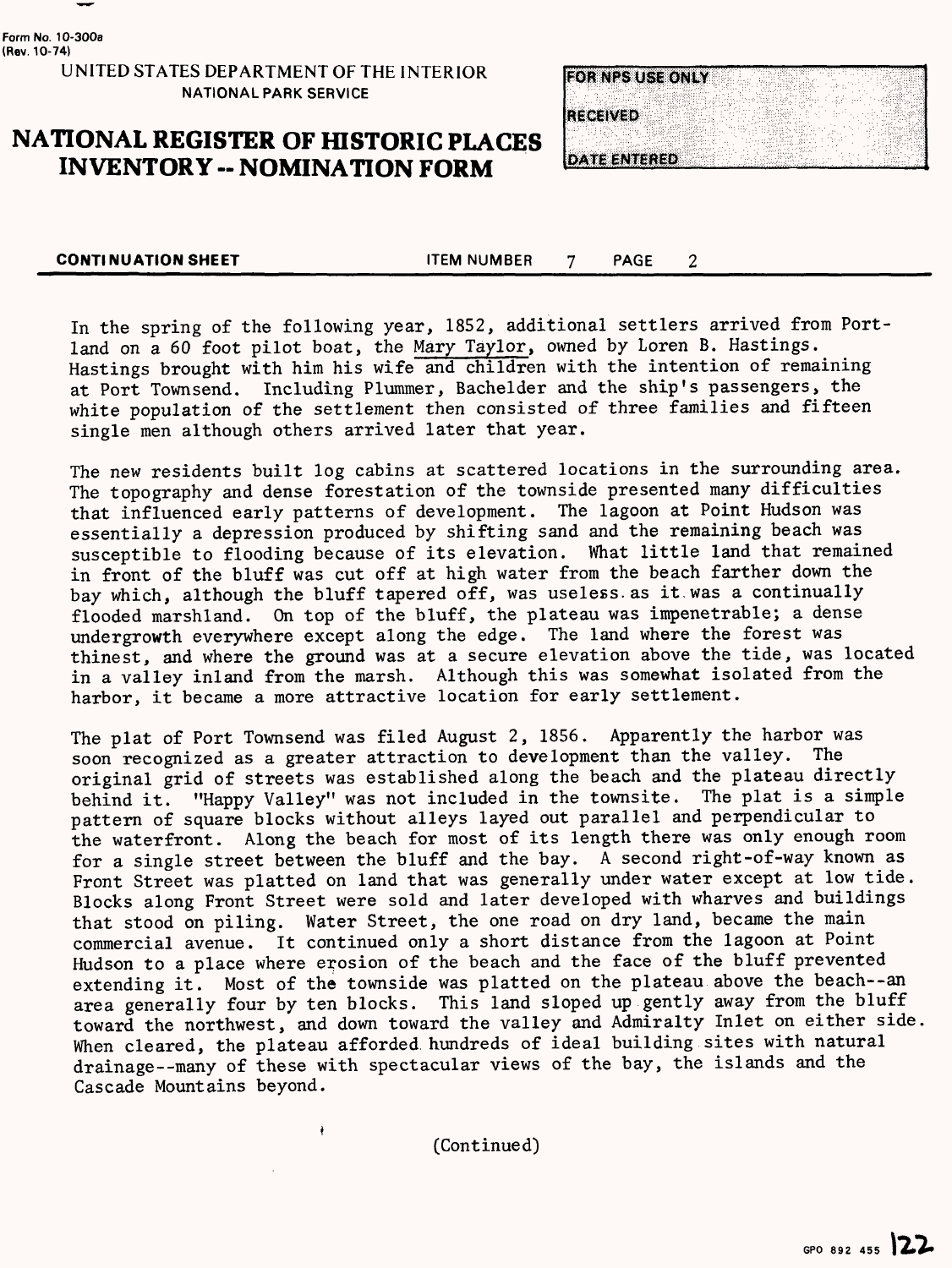Form No. 10-300a
(Rev. 10-74)

UNITED STATES DEPARTMENT OF THE INTERIOR
NATIONAL PARK SERVICE

# NATIONAL REGISTER OF HISTORIC PLACES INVENTORY -- NOMINATION FORM

FOR NPS USE ONLY
RECEIVED
DATE ENTERED

**CONTINUATION SHEET** ITEM NUMBER 7 PAGE 2

In the spring of the following year, 1852, additional settlers arrived from Portland on a 60 foot pilot boat, the Mary Taylor, owned by Loren B. Hastings. Hastings brought with him his wife and children with the intention of remaining at Port Townsend. Including Plummer, Bachelder and the ship's passengers, the white population of the settlement then consisted of three families and fifteen single men although others arrived later that year.

The new residents built log cabins at scattered locations in the surrounding area. The topography and dense forestation of the townside presented many difficulties that influenced early patterns of development. The lagoon at Point Hudson was essentially a depression produced by shifting sand and the remaining beach was susceptible to flooding because of its elevation. What little land that remained in front of the bluff was cut off at high water from the beach farther down the bay which, although the bluff tapered off, was useless as it was a continually flooded marshland. On top of the bluff, the plateau was impenetrable; a dense undergrowth everywhere except along the edge. The land where the forest was thinest, and where the ground was at a secure elevation above the tide, was located in a valley inland from the marsh. Although this was somewhat isolated from the harbor, it became a more attractive location for early settlement.

The plat of Port Townsend was filed August 2, 1856. Apparently the harbor was soon recognized as a greater attraction to development than the valley. The original grid of streets was established along the beach and the plateau directly behind it. "Happy Valley" was not included in the townsite. The plat is a simple pattern of square blocks without alleys layed out parallel and perpendicular to the waterfront. Along the beach for most of its length there was only enough room for a single street between the bluff and the bay. A second right-of-way known as Front Street was platted on land that was generally under water except at low tide. Blocks along Front Street were sold and later developed with wharves and buildings that stood on piling. Water Street, the one road on dry land, became the main commercial avenue. It continued only a short distance from the lagoon at Point Hudson to a place where erosion of the beach and the face of the bluff prevented extending it. Most of the townside was platted on the plateau above the beach--an area generally four by ten blocks. This land sloped up gently away from the bluff toward the northwest, and down toward the valley and Admiralty Inlet on either side. When cleared, the plateau afforded hundreds of ideal building sites with natural drainage--many of these with spectacular views of the bay, the islands and the Cascade Mountains beyond.

(Continued)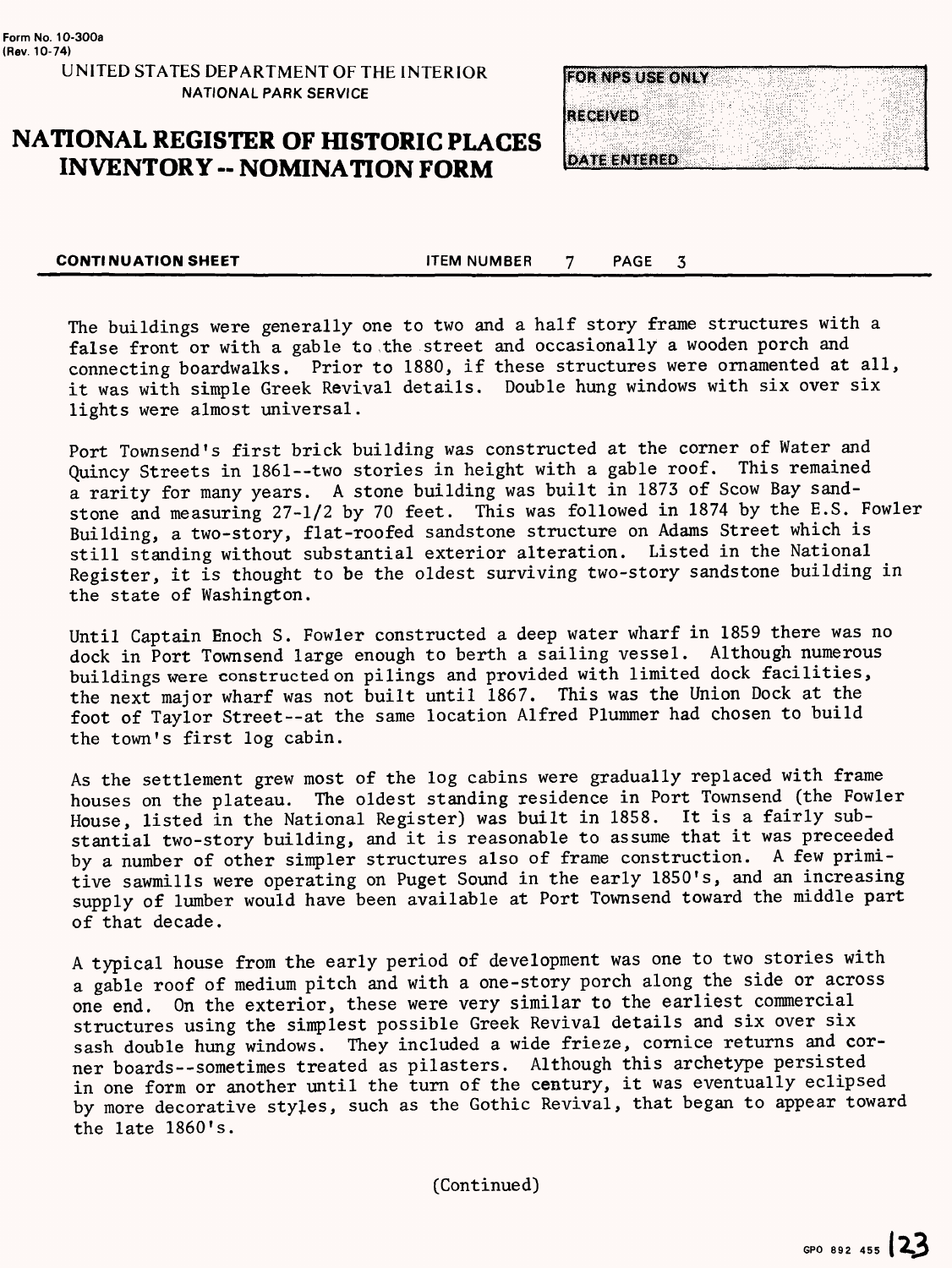The buildings were generally one to two and a half story frame structures with a false front or with a gable to the street and occasionally a wooden porch and connecting boardwalks. Prior to 1880, if these structures were ornamented at all, it was with simple Greek Revival details. Double hung windows with six over six lights were almost universal.

Port Townsend's first brick building was constructed at the corner of Water and Quincy Streets in 1861--two stories in height with a gable roof. This remained a rarity for many years. A stone building was built in 1873 of Scow Bay sandstone and measuring 27-1/2 by 70 feet. This was followed in 1874 by the E.S. Fowler Building, a two-story, flat-roofed sandstone structure on Adams Street which is still standing without substantial exterior alteration. Listed in the National Register, it is thought to be the oldest surviving two-story sandstone building in the state of Washington.

Until Captain Enoch S. Fowler constructed a deep water wharf in 1859 there was no dock in Port Townsend large enough to berth a sailing vessel. Although numerous buildings were constructed on pilings and provided with limited dock facilities, the next major wharf was not built until 1867. This was the Union Dock at the foot of Taylor Street--at the same location Alfred Plummer had chosen to build the town's first log cabin.

As the settlement grew most of the log cabins were gradually replaced with frame houses on the plateau. The oldest standing residence in Port Townsend (the Fowler House, listed in the National Register) was built in 1858. It is a fairly substantial two-story building, and it is reasonable to assume that it was preceeded by a number of other simpler structures also of frame construction. A few primitive sawmills were operating on Puget Sound in the early 1850's, and an increasing supply of lumber would have been available at Port Townsend toward the middle part of that decade.

A typical house from the early period of development was one to two stories with a gable roof of medium pitch and with a one-story porch along the side or across one end. On the exterior, these were very similar to the earliest commercial structures using the simplest possible Greek Revival details and six over six sash double hung windows. They included a wide frieze, cornice returns and corner boards--sometimes treated as pilasters. Although this archetype persisted in one form or another until the turn of the century, it was eventually eclipsed by more decorative styles, such as the Gothic Revival, that began to appear toward the late 1860's.

(Continued)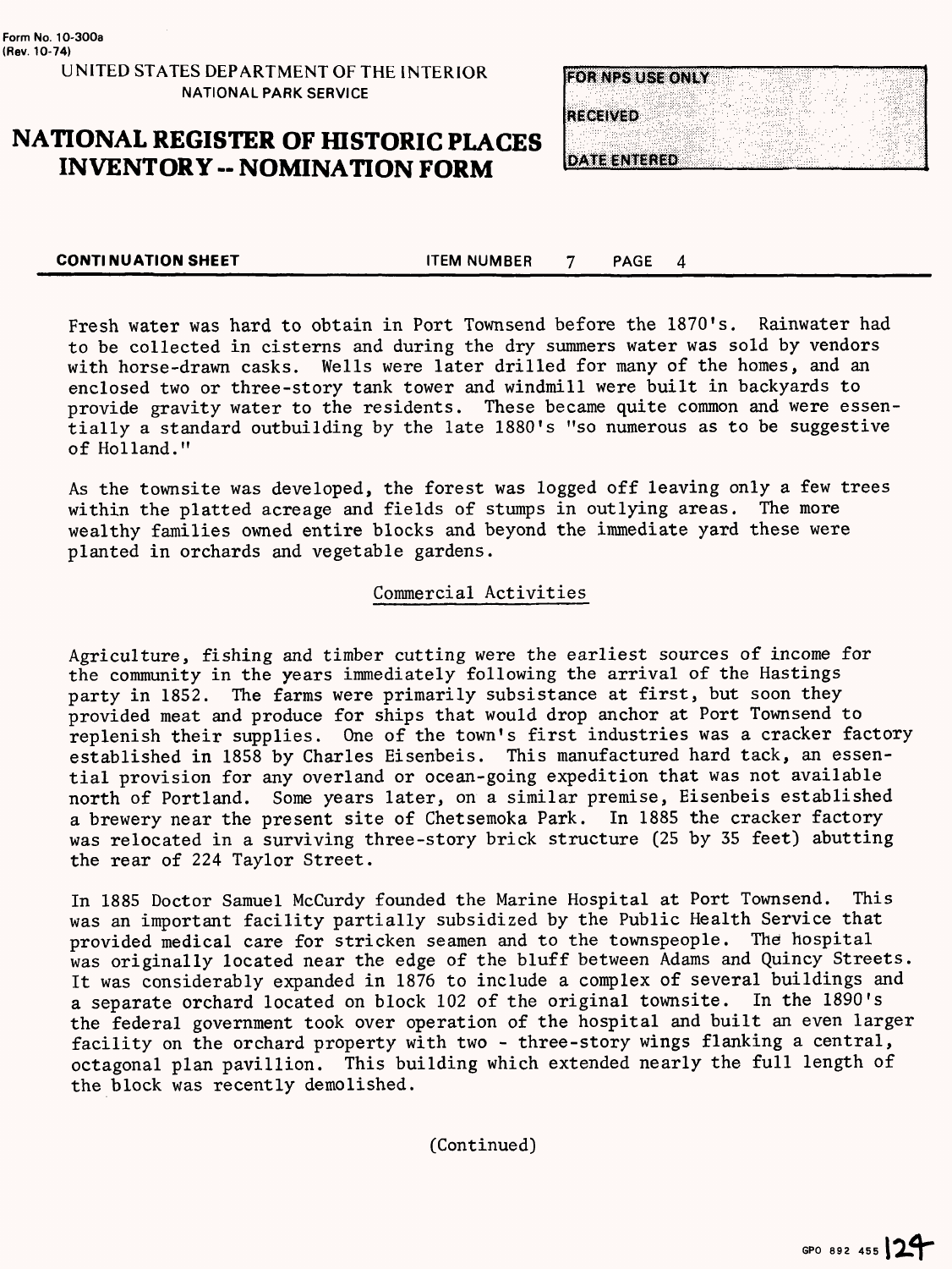Form No. 10-300a
(Rev. 10-74)

UNITED STATES DEPARTMENT OF THE INTERIOR
NATIONAL PARK SERVICE

# NATIONAL REGISTER OF HISTORIC PLACES INVENTORY -- NOMINATION FORM

| FOR NPS USE ONLY |
|---|
| RECEIVED |
| DATE ENTERED |

**CONTINUATION SHEET** ITEM NUMBER 7 PAGE 4

Fresh water was hard to obtain in Port Townsend before the 1870's. Rainwater had to be collected in cisterns and during the dry summers water was sold by vendors with horse-drawn casks. Wells were later drilled for many of the homes, and an enclosed two or three-story tank tower and windmill were built in backyards to provide gravity water to the residents. These became quite common and were essentially a standard outbuilding by the late 1880's "so numerous as to be suggestive of Holland."

As the townsite was developed, the forest was logged off leaving only a few trees within the platted acreage and fields of stumps in outlying areas. The more wealthy families owned entire blocks and beyond the immediate yard these were planted in orchards and vegetable gardens.

## Commercial Activities

Agriculture, fishing and timber cutting were the earliest sources of income for the community in the years immediately following the arrival of the Hastings party in 1852. The farms were primarily subsistance at first, but soon they provided meat and produce for ships that would drop anchor at Port Townsend to replenish their supplies. One of the town's first industries was a cracker factory established in 1858 by Charles Eisenbeis. This manufactured hard tack, an essential provision for any overland or ocean-going expedition that was not available north of Portland. Some years later, on a similar premise, Eisenbeis established a brewery near the present site of Chetsemoka Park. In 1885 the cracker factory was relocated in a surviving three-story brick structure (25 by 35 feet) abutting the rear of 224 Taylor Street.

In 1885 Doctor Samuel McCurdy founded the Marine Hospital at Port Townsend. This was an important facility partially subsidized by the Public Health Service that provided medical care for stricken seamen and to the townspeople. The hospital was originally located near the edge of the bluff between Adams and Quincy Streets. It was considerably expanded in 1876 to include a complex of several buildings and a separate orchard located on block 102 of the original townsite. In the 1890's the federal government took over operation of the hospital and built an even larger facility on the orchard property with two - three-story wings flanking a central, octagonal plan pavillion. This building which extended nearly the full length of the block was recently demolished.

(Continued)

GPO 892 455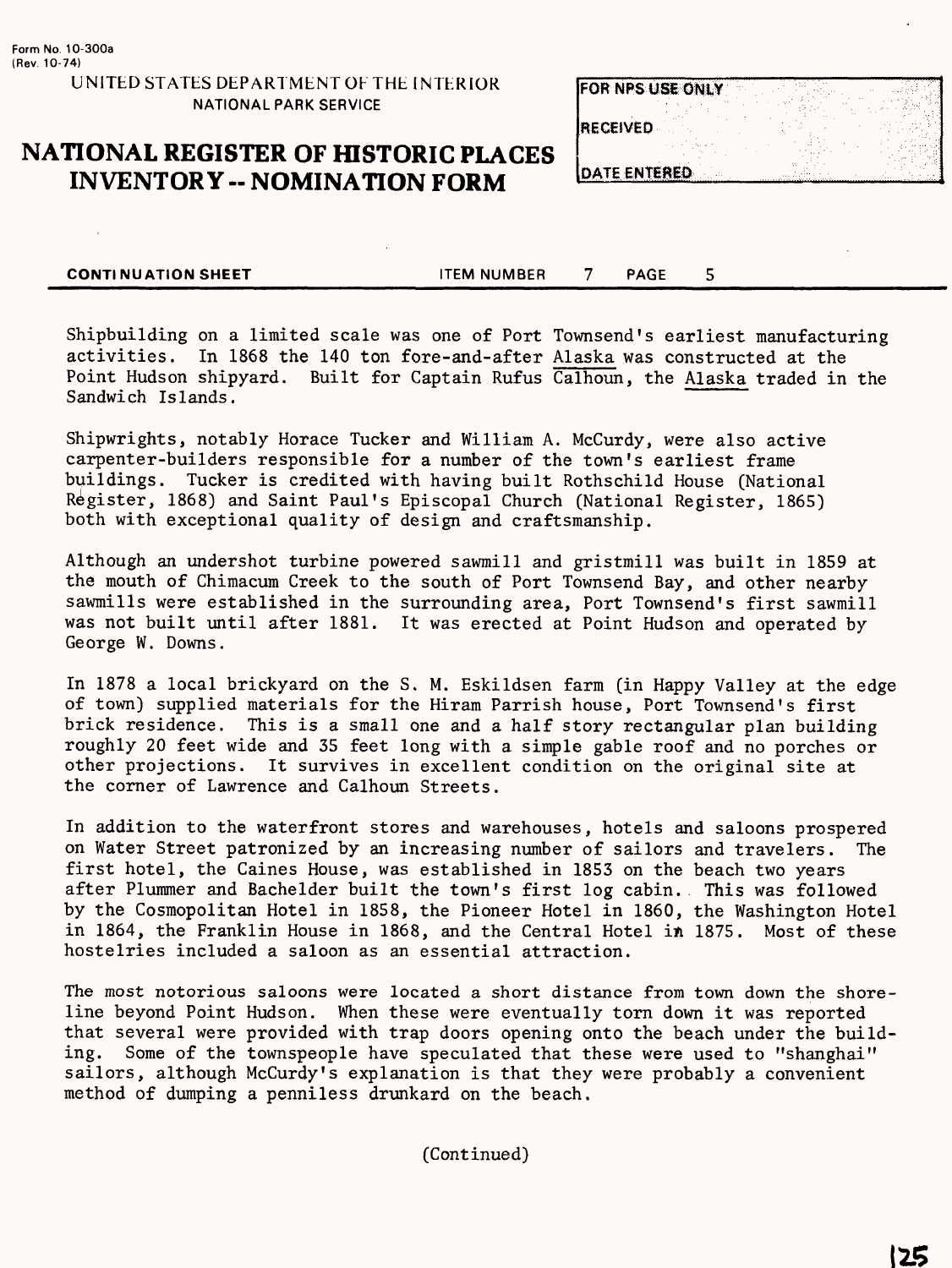Form No. 10-300a
(Rev. 10-74)

UNITED STATES DEPARTMENT OF THE INTERIOR
NATIONAL PARK SERVICE

# NATIONAL REGISTER OF HISTORIC PLACES INVENTORY -- NOMINATION FORM

| FOR NPS USE ONLY |
| --- |
| RECEIVED |
| DATE ENTERED |

**CONTINUATION SHEET** ITEM NUMBER 7 PAGE 5

Shipbuilding on a limited scale was one of Port Townsend's earliest manufacturing activities. In 1868 the 140 ton fore-and-after Alaska was constructed at the Point Hudson shipyard. Built for Captain Rufus Calhoun, the Alaska traded in the Sandwich Islands.

Shipwrights, notably Horace Tucker and William A. McCurdy, were also active carpenter-builders responsible for a number of the town's earliest frame buildings. Tucker is credited with having built Rothschild House (National Register, 1868) and Saint Paul's Episcopal Church (National Register, 1865) both with exceptional quality of design and craftsmanship.

Although an undershot turbine powered sawmill and gristmill was built in 1859 at the mouth of Chimacum Creek to the south of Port Townsend Bay, and other nearby sawmills were established in the surrounding area, Port Townsend's first sawmill was not built until after 1881. It was erected at Point Hudson and operated by George W. Downs.

In 1878 a local brickyard on the S. M. Eskildsen farm (in Happy Valley at the edge of town) supplied materials for the Hiram Parrish house, Port Townsend's first brick residence. This is a small one and a half story rectangular plan building roughly 20 feet wide and 35 feet long with a simple gable roof and no porches or other projections. It survives in excellent condition on the original site at the corner of Lawrence and Calhoun Streets.

In addition to the waterfront stores and warehouses, hotels and saloons prospered on Water Street patronized by an increasing number of sailors and travelers. The first hotel, the Caines House, was established in 1853 on the beach two years after Plummer and Bachelder built the town's first log cabin. This was followed by the Cosmopolitan Hotel in 1858, the Pioneer Hotel in 1860, the Washington Hotel in 1864, the Franklin House in 1868, and the Central Hotel in 1875. Most of these hostelries included a saloon as an essential attraction.

The most notorious saloons were located a short distance from town down the shoreline beyond Point Hudson. When these were eventually torn down it was reported that several were provided with trap doors opening onto the beach under the building. Some of the townspeople have speculated that these were used to "shanghai" sailors, although McCurdy's explanation is that they were probably a convenient method of dumping a penniless drunkard on the beach.

(Continued)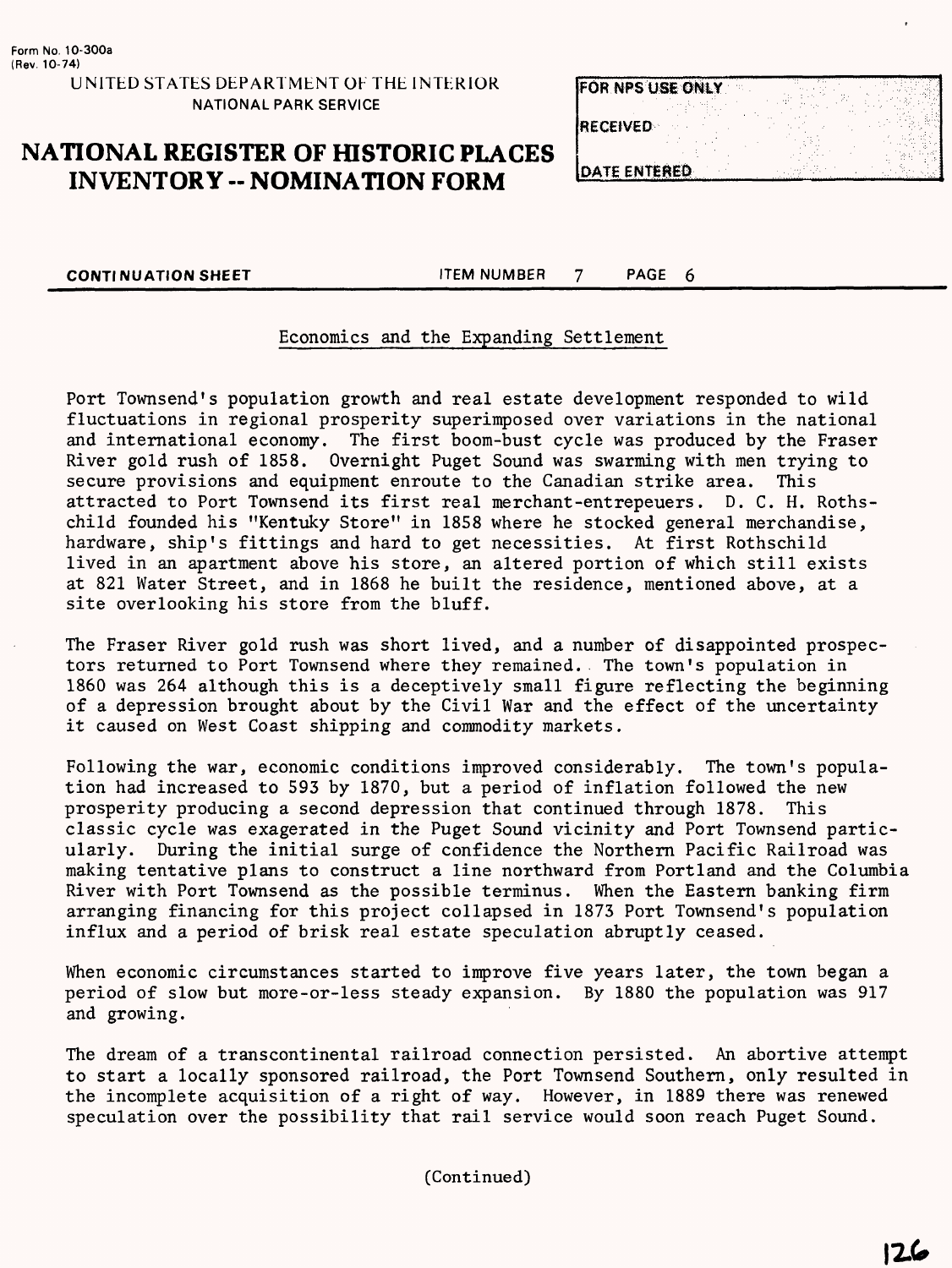Form No. 10-300a
(Rev. 10-74)

UNITED STATES DEPARTMENT OF THE INTERIOR
NATIONAL PARK SERVICE

# NATIONAL REGISTER OF HISTORIC PLACES INVENTORY -- NOMINATION FORM

| FOR NPS USE ONLY |
| --- |
| RECEIVED |
| DATE ENTERED |

**CONTINUATION SHEET** ITEM NUMBER 7 PAGE 6

## Economics and the Expanding Settlement

Port Townsend's population growth and real estate development responded to wild fluctuations in regional prosperity superimposed over variations in the national and international economy. The first boom-bust cycle was produced by the Fraser River gold rush of 1858. Overnight Puget Sound was swarming with men trying to secure provisions and equipment enroute to the Canadian strike area. This attracted to Port Townsend its first real merchant-entrepeuers. D. C. H. Rothschild founded his "Kentuky Store" in 1858 where he stocked general merchandise, hardware, ship's fittings and hard to get necessities. At first Rothschild lived in an apartment above his store, an altered portion of which still exists at 821 Water Street, and in 1868 he built the residence, mentioned above, at a site overlooking his store from the bluff.

The Fraser River gold rush was short lived, and a number of disappointed prospectors returned to Port Townsend where they remained. The town's population in 1860 was 264 although this is a deceptively small figure reflecting the beginning of a depression brought about by the Civil War and the effect of the uncertainty it caused on West Coast shipping and commodity markets.

Following the war, economic conditions improved considerably. The town's population had increased to 593 by 1870, but a period of inflation followed the new prosperity producing a second depression that continued through 1878. This classic cycle was exagerated in the Puget Sound vicinity and Port Townsend particularly. During the initial surge of confidence the Northern Pacific Railroad was making tentative plans to construct a line northward from Portland and the Columbia River with Port Townsend as the possible terminus. When the Eastern banking firm arranging financing for this project collapsed in 1873 Port Townsend's population influx and a period of brisk real estate speculation abruptly ceased.

When economic circumstances started to improve five years later, the town began a period of slow but more-or-less steady expansion. By 1880 the population was 917 and growing.

The dream of a transcontinental railroad connection persisted. An abortive attempt to start a locally sponsored railroad, the Port Townsend Southern, only resulted in the incomplete acquisition of a right of way. However, in 1889 there was renewed speculation over the possibility that rail service would soon reach Puget Sound.

(Continued)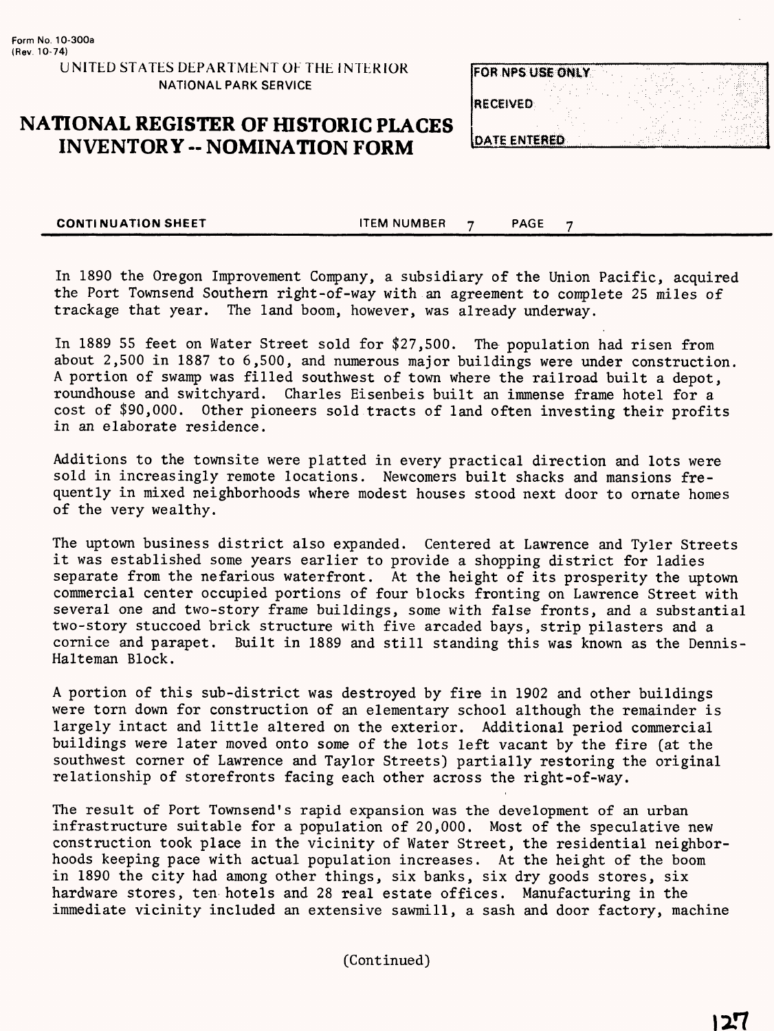Form No. 10-300a
(Rev. 10-74)

UNITED STATES DEPARTMENT OF THE INTERIOR
NATIONAL PARK SERVICE

# NATIONAL REGISTER OF HISTORIC PLACES INVENTORY -- NOMINATION FORM

| FOR NPS USE ONLY |
|---|
| RECEIVED |
| DATE ENTERED |

**CONTINUATION SHEET** ITEM NUMBER 7 PAGE 7

In 1890 the Oregon Improvement Company, a subsidiary of the Union Pacific, acquired the Port Townsend Southern right-of-way with an agreement to complete 25 miles of trackage that year. The land boom, however, was already underway.

In 1889 55 feet on Water Street sold for $27,500. The population had risen from about 2,500 in 1887 to 6,500, and numerous major buildings were under construction. A portion of swamp was filled southwest of town where the railroad built a depot, roundhouse and switchyard. Charles Eisenbeis built an immense frame hotel for a cost of $90,000. Other pioneers sold tracts of land often investing their profits in an elaborate residence.

Additions to the townsite were platted in every practical direction and lots were sold in increasingly remote locations. Newcomers built shacks and mansions frequently in mixed neighborhoods where modest houses stood next door to ornate homes of the very wealthy.

The uptown business district also expanded. Centered at Lawrence and Tyler Streets it was established some years earlier to provide a shopping district for ladies separate from the nefarious waterfront. At the height of its prosperity the uptown commercial center occupied portions of four blocks fronting on Lawrence Street with several one and two-story frame buildings, some with false fronts, and a substantial two-story stuccoed brick structure with five arcaded bays, strip pilasters and a cornice and parapet. Built in 1889 and still standing this was known as the Dennis-Halteman Block.

A portion of this sub-district was destroyed by fire in 1902 and other buildings were torn down for construction of an elementary school although the remainder is largely intact and little altered on the exterior. Additional period commercial buildings were later moved onto some of the lots left vacant by the fire (at the southwest corner of Lawrence and Taylor Streets) partially restoring the original relationship of storefronts facing each other across the right-of-way.

The result of Port Townsend's rapid expansion was the development of an urban infrastructure suitable for a population of 20,000. Most of the speculative new construction took place in the vicinity of Water Street, the residential neighborhoods keeping pace with actual population increases. At the height of the boom in 1890 the city had among other things, six banks, six dry goods stores, six hardware stores, ten hotels and 28 real estate offices. Manufacturing in the immediate vicinity included an extensive sawmill, a sash and door factory, machine

(Continued)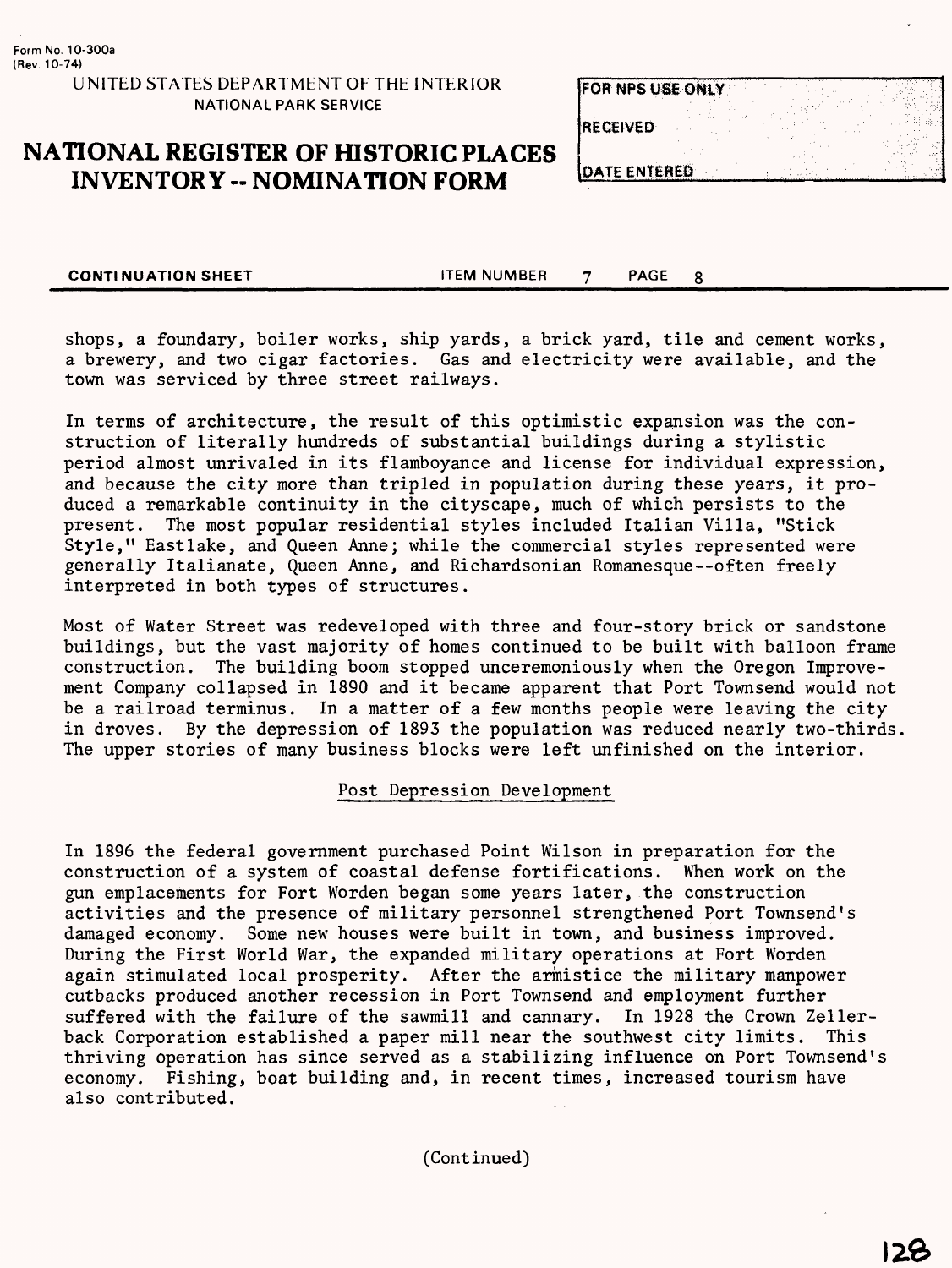shops, a foundary, boiler works, ship yards, a brick yard, tile and cement works, a brewery, and two cigar factories. Gas and electricity were available, and the town was serviced by three street railways.

In terms of architecture, the result of this optimistic expansion was the construction of literally hundreds of substantial buildings during a stylistic period almost unrivaled in its flamboyance and license for individual expression, and because the city more than tripled in population during these years, it produced a remarkable continuity in the cityscape, much of which persists to the present. The most popular residential styles included Italian Villa, "Stick Style," Eastlake, and Queen Anne; while the commercial styles represented were generally Italianate, Queen Anne, and Richardsonian Romanesque--often freely interpreted in both types of structures.

Most of Water Street was redeveloped with three and four-story brick or sandstone buildings, but the vast majority of homes continued to be built with balloon frame construction. The building boom stopped unceremoniously when the Oregon Improvement Company collapsed in 1890 and it became apparent that Port Townsend would not be a railroad terminus. In a matter of a few months people were leaving the city in droves. By the depression of 1893 the population was reduced nearly two-thirds. The upper stories of many business blocks were left unfinished on the interior.

## Post Depression Development

In 1896 the federal government purchased Point Wilson in preparation for the construction of a system of coastal defense fortifications. When work on the gun emplacements for Fort Worden began some years later, the construction activities and the presence of military personnel strengthened Port Townsend's damaged economy. Some new houses were built in town, and business improved. During the First World War, the expanded military operations at Fort Worden again stimulated local prosperity. After the armistice the military manpower cutbacks produced another recession in Port Townsend and employment further suffered with the failure of the sawmill and cannary. In 1928 the Crown Zellerback Corporation established a paper mill near the southwest city limits. This thriving operation has since served as a stabilizing influence on Port Townsend's economy. Fishing, boat building and, in recent times, increased tourism have also contributed.

(Continued)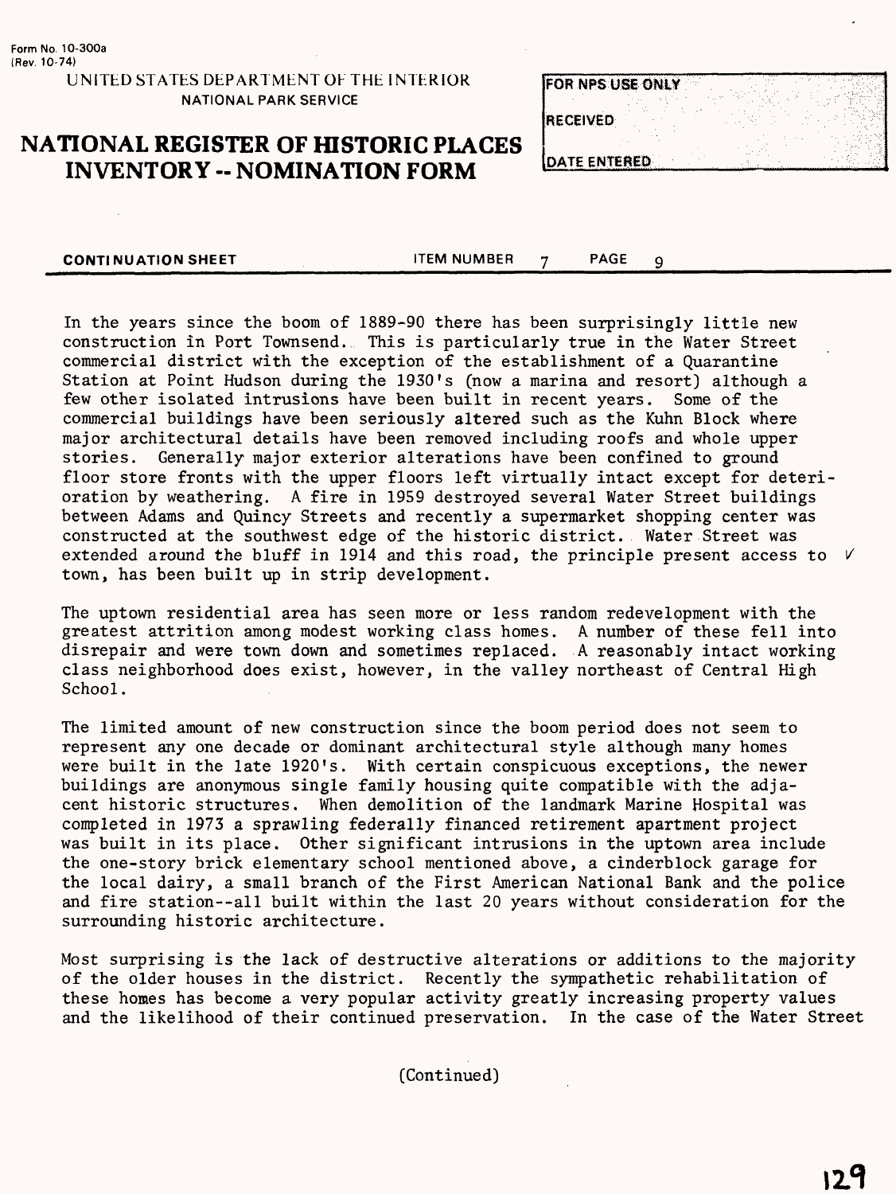Form No. 10-300a
(Rev. 10-74)

UNITED STATES DEPARTMENT OF THE INTERIOR
NATIONAL PARK SERVICE

# NATIONAL REGISTER OF HISTORIC PLACES INVENTORY -- NOMINATION FORM

| FOR NPS USE ONLY |
|---|
| RECEIVED |
| DATE ENTERED |

**CONTINUATION SHEET** ITEM NUMBER 7 PAGE 9

In the years since the boom of 1889-90 there has been surprisingly little new construction in Port Townsend. This is particularly true in the Water Street commercial district with the exception of the establishment of a Quarantine Station at Point Hudson during the 1930's (now a marina and resort) although a few other isolated intrusions have been built in recent years. Some of the commercial buildings have been seriously altered such as the Kuhn Block where major architectural details have been removed including roofs and whole upper stories. Generally major exterior alterations have been confined to ground floor store fronts with the upper floors left virtually intact except for deterioration by weathering. A fire in 1959 destroyed several Water Street buildings between Adams and Quincy Streets and recently a supermarket shopping center was constructed at the southwest edge of the historic district. Water Street was extended around the bluff in 1914 and this road, the principle present access to town, has been built up in strip development.

The uptown residential area has seen more or less random redevelopment with the greatest attrition among modest working class homes. A number of these fell into disrepair and were town down and sometimes replaced. A reasonably intact working class neighborhood does exist, however, in the valley northeast of Central High School.

The limited amount of new construction since the boom period does not seem to represent any one decade or dominant architectural style although many homes were built in the late 1920's. With certain conspicuous exceptions, the newer buildings are anonymous single family housing quite compatible with the adjacent historic structures. When demolition of the landmark Marine Hospital was completed in 1973 a sprawling federally financed retirement apartment project was built in its place. Other significant intrusions in the uptown area include the one-story brick elementary school mentioned above, a cinderblock garage for the local dairy, a small branch of the First American National Bank and the police and fire station--all built within the last 20 years without consideration for the surrounding historic architecture.

Most surprising is the lack of destructive alterations or additions to the majority of the older houses in the district. Recently the sympathetic rehabilitation of these homes has become a very popular activity greatly increasing property values and the likelihood of their continued preservation. In the case of the Water Street

(Continued)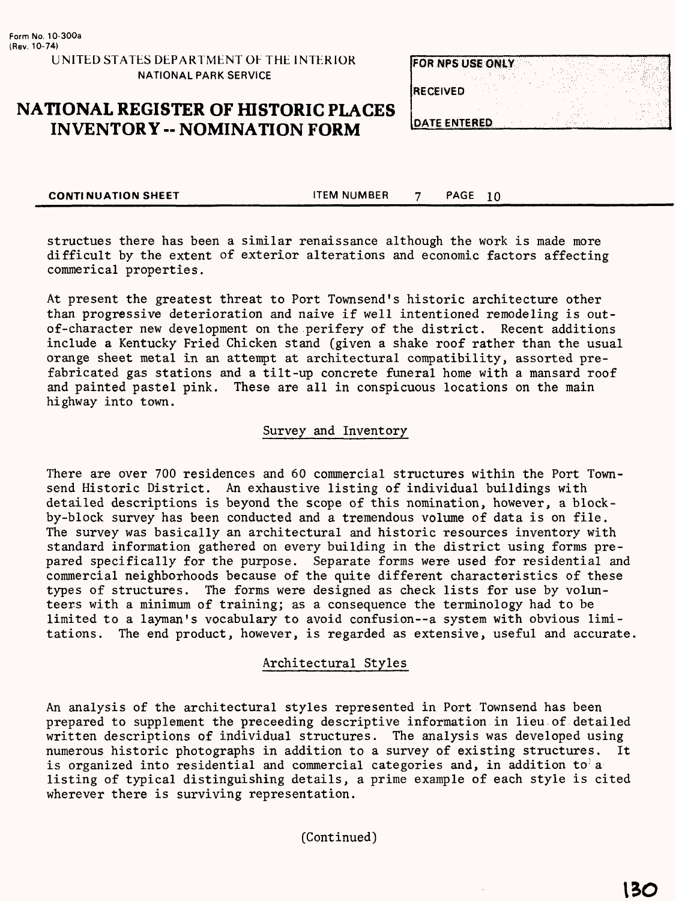Form No. 10-300a
(Rev. 10-74)

UNITED STATES DEPARTMENT OF THE INTERIOR
NATIONAL PARK SERVICE

# NATIONAL REGISTER OF HISTORIC PLACES INVENTORY -- NOMINATION FORM

| FOR NPS USE ONLY |
| --- |
| RECEIVED |
| DATE ENTERED |

CONTINUATION SHEET ITEM NUMBER 7 PAGE 10

structues there has been a similar renaissance although the work is made more difficult by the extent of exterior alterations and economic factors affecting commerical properties.

At present the greatest threat to Port Townsend's historic architecture other than progressive deterioration and naive if well intentioned remodeling is out-of-character new development on the perifery of the district. Recent additions include a Kentucky Fried Chicken stand (given a shake roof rather than the usual orange sheet metal in an attempt at architectural compatibility, assorted pre-fabricated gas stations and a tilt-up concrete funeral home with a mansard roof and painted pastel pink. These are all in conspicuous locations on the main highway into town.

## Survey and Inventory

There are over 700 residences and 60 commercial structures within the Port Townsend Historic District. An exhaustive listing of individual buildings with detailed descriptions is beyond the scope of this nomination, however, a block-by-block survey has been conducted and a tremendous volume of data is on file. The survey was basically an architectural and historic resources inventory with standard information gathered on every building in the district using forms prepared specifically for the purpose. Separate forms were used for residential and commercial neighborhoods because of the quite different characteristics of these types of structures. The forms were designed as check lists for use by volunteers with a minimum of training; as a consequence the terminology had to be limited to a layman's vocabulary to avoid confusion--a system with obvious limitations. The end product, however, is regarded as extensive, useful and accurate.

## Architectural Styles

An analysis of the architectural styles represented in Port Townsend has been prepared to supplement the preceeding descriptive information in lieu of detailed written descriptions of individual structures. The analysis was developed using numerous historic photographs in addition to a survey of existing structures. It is organized into residential and commercial categories and, in addition to a listing of typical distinguishing details, a prime example of each style is cited wherever there is surviving representation.

(Continued)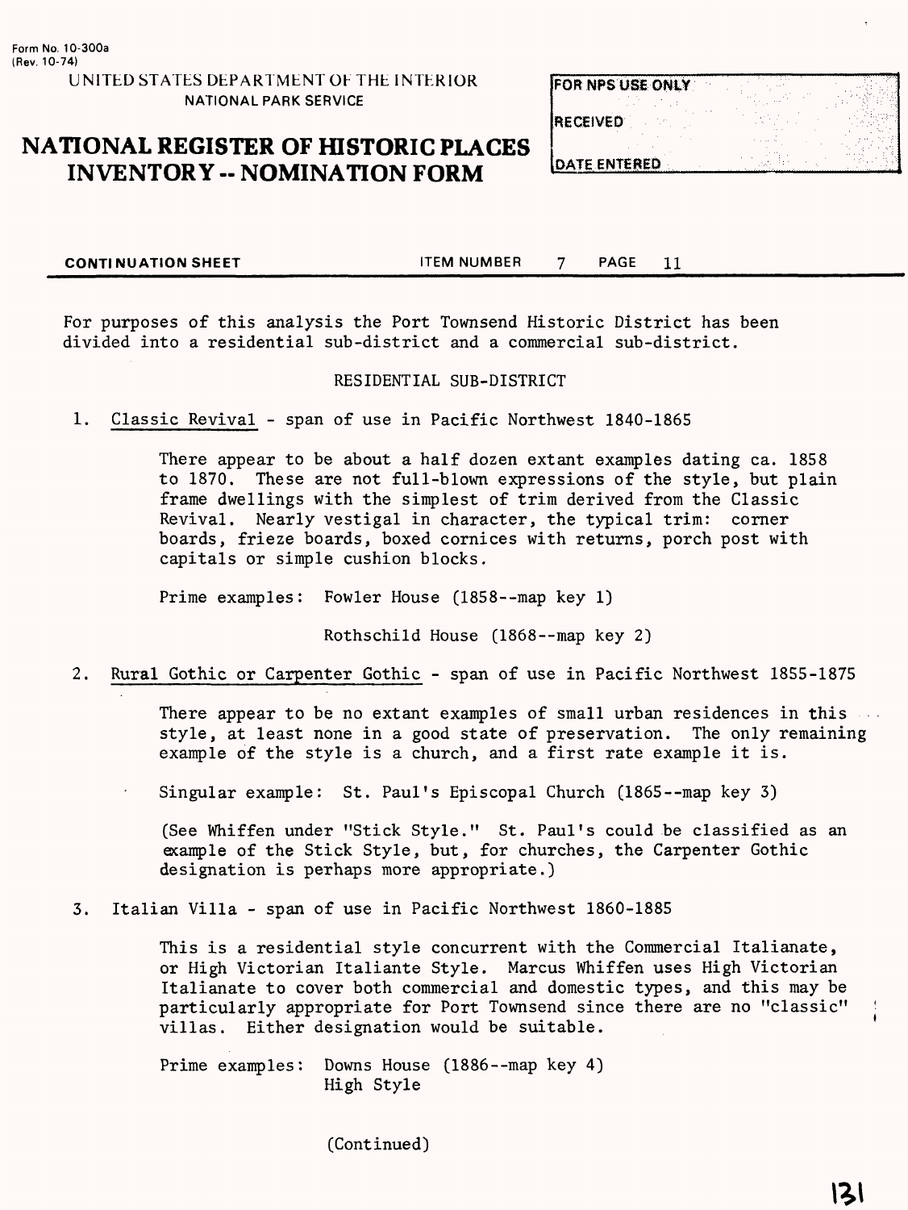Form No. 10-300a
(Rev. 10-74)

UNITED STATES DEPARTMENT OF THE INTERIOR
NATIONAL PARK SERVICE

# NATIONAL REGISTER OF HISTORIC PLACES INVENTORY -- NOMINATION FORM

| FOR NPS USE ONLY |
|---|
| RECEIVED |
| DATE ENTERED |

**CONTINUATION SHEET** ITEM NUMBER 7 PAGE 11

For purposes of this analysis the Port Townsend Historic District has been divided into a residential sub-district and a commercial sub-district.

RESIDENTIAL SUB-DISTRICT

1. Classic Revival - span of use in Pacific Northwest 1840-1865

   There appear to be about a half dozen extant examples dating ca. 1858 to 1870. These are not full-blown expressions of the style, but plain frame dwellings with the simplest of trim derived from the Classic Revival. Nearly vestigal in character, the typical trim: corner boards, frieze boards, boxed cornices with returns, porch post with capitals or simple cushion blocks.

   Prime examples: Fowler House (1858--map key 1)

   Rothschild House (1868--map key 2)

2. Rural Gothic or Carpenter Gothic - span of use in Pacific Northwest 1855-1875

   There appear to be no extant examples of small urban residences in this style, at least none in a good state of preservation. The only remaining example of the style is a church, and a first rate example it is.

   Singular example: St. Paul's Episcopal Church (1865--map key 3)

   (See Whiffen under "Stick Style." St. Paul's could be classified as an example of the Stick Style, but, for churches, the Carpenter Gothic designation is perhaps more appropriate.)

3. Italian Villa - span of use in Pacific Northwest 1860-1885

   This is a residential style concurrent with the Commercial Italianate, or High Victorian Italiante Style. Marcus Whiffen uses High Victorian Italianate to cover both commercial and domestic types, and this may be particularly appropriate for Port Townsend since there are no "classic" villas. Either designation would be suitable.

   Prime examples: Downs House (1886--map key 4)
   High Style

(Continued)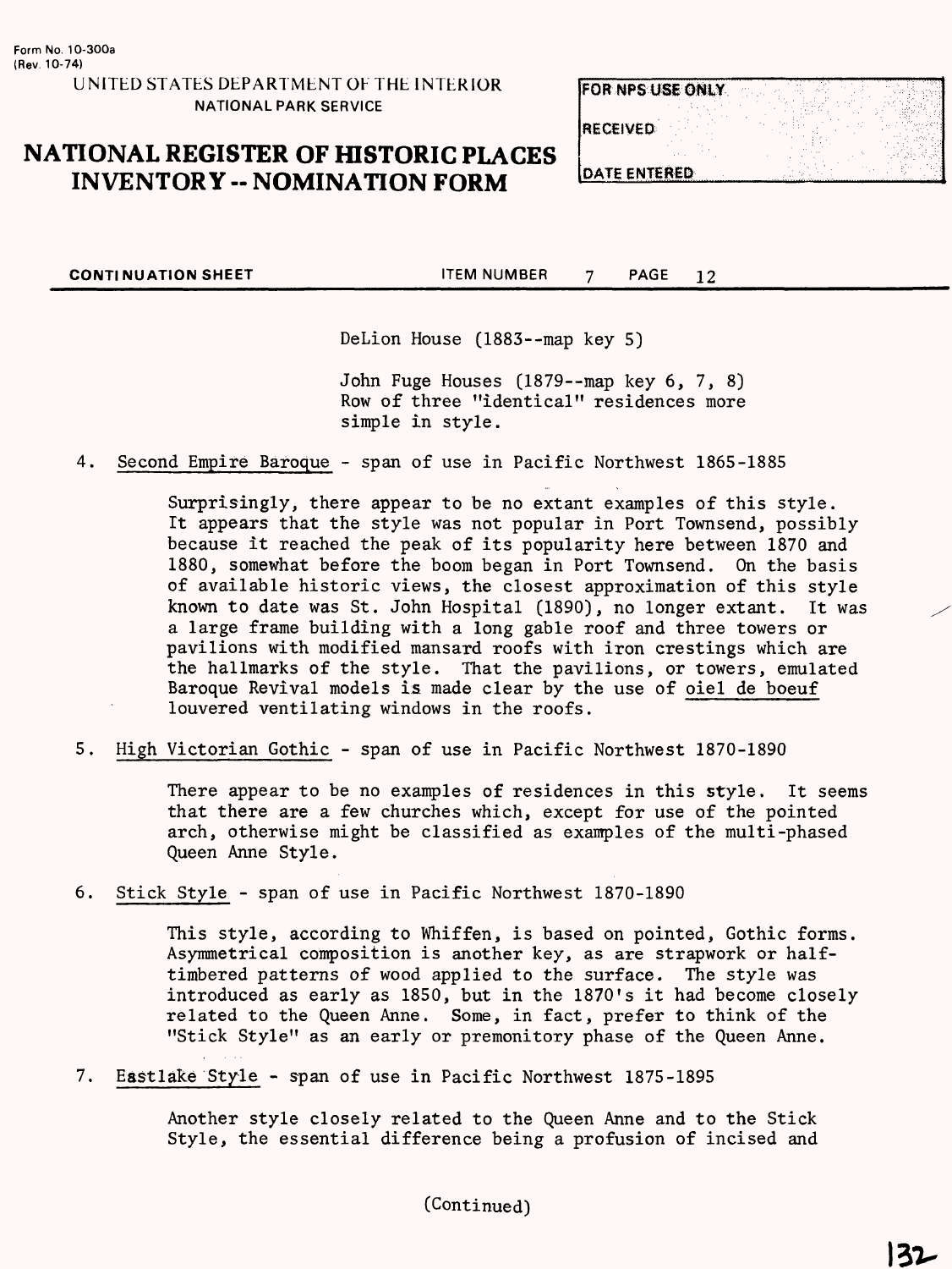Form No. 10-300a
(Rev. 10-74)

UNITED STATES DEPARTMENT OF THE INTERIOR
NATIONAL PARK SERVICE

# NATIONAL REGISTER OF HISTORIC PLACES INVENTORY -- NOMINATION FORM

FOR NPS USE ONLY

RECEIVED

DATE ENTERED

CONTINUATION SHEET — ITEM NUMBER 7 — PAGE 12

DeLion House (1883--map key 5)

John Fuge Houses (1879--map key 6, 7, 8)
Row of three "identical" residences more simple in style.

4. Second Empire Baroque - span of use in Pacific Northwest 1865-1885

   Surprisingly, there appear to be no extant examples of this style. It appears that the style was not popular in Port Townsend, possibly because it reached the peak of its popularity here between 1870 and 1880, somewhat before the boom began in Port Townsend. On the basis of available historic views, the closest approximation of this style known to date was St. John Hospital (1890), no longer extant. It was a large frame building with a long gable roof and three towers or pavilions with modified mansard roofs with iron crestings which are the hallmarks of the style. That the pavilions, or towers, emulated Baroque Revival models is made clear by the use of oiel de boeuf louvered ventilating windows in the roofs.

5. High Victorian Gothic - span of use in Pacific Northwest 1870-1890

   There appear to be no examples of residences in this style. It seems that there are a few churches which, except for use of the pointed arch, otherwise might be classified as examples of the multi-phased Queen Anne Style.

6. Stick Style - span of use in Pacific Northwest 1870-1890

   This style, according to Whiffen, is based on pointed, Gothic forms. Asymmetrical composition is another key, as are strapwork or half-timbered patterns of wood applied to the surface. The style was introduced as early as 1850, but in the 1870's it had become closely related to the Queen Anne. Some, in fact, prefer to think of the "Stick Style" as an early or premonitory phase of the Queen Anne.

7. Eastlake Style - span of use in Pacific Northwest 1875-1895

   Another style closely related to the Queen Anne and to the Stick Style, the essential difference being a profusion of incised and

(Continued)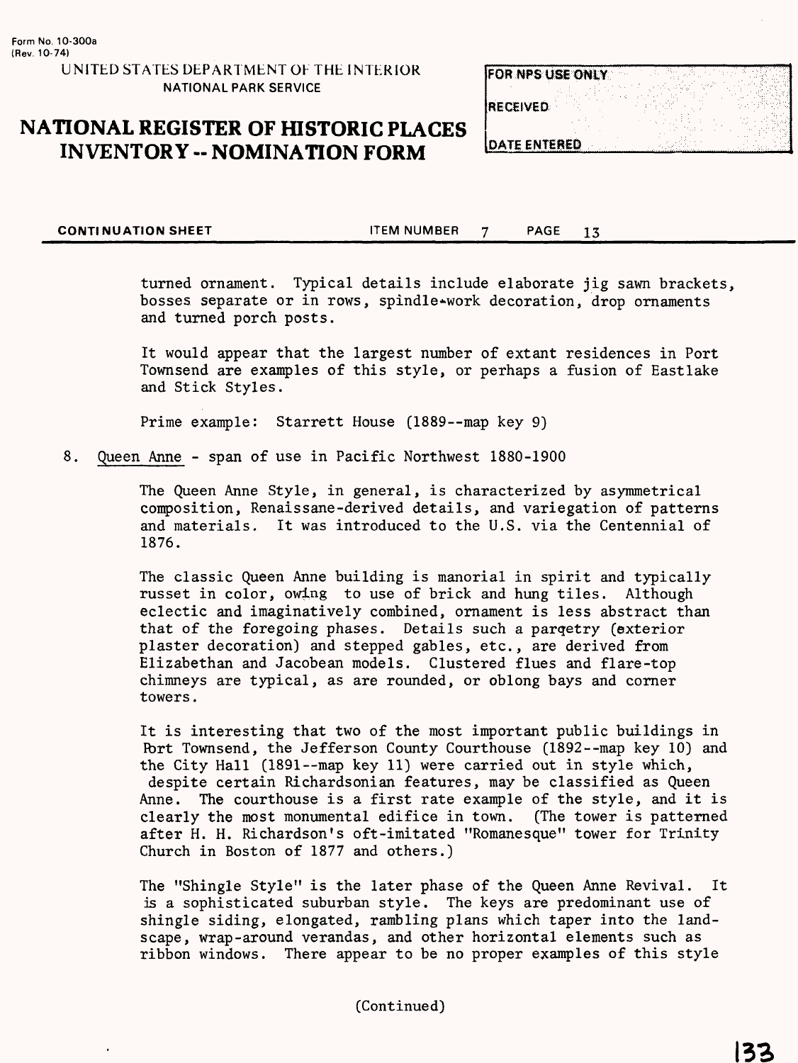turned ornament. Typical details include elaborate jig sawn brackets, bosses separate or in rows, spindle-work decoration, drop ornaments and turned porch posts.

It would appear that the largest number of extant residences in Port Townsend are examples of this style, or perhaps a fusion of Eastlake and Stick Styles.

Prime example: Starrett House (1889--map key 9)

8. Queen Anne - span of use in Pacific Northwest 1880-1900

The Queen Anne Style, in general, is characterized by asymmetrical composition, Renaissane-derived details, and variegation of patterns and materials. It was introduced to the U.S. via the Centennial of 1876.

The classic Queen Anne building is manorial in spirit and typically russet in color, owing to use of brick and hung tiles. Although eclectic and imaginatively combined, ornament is less abstract than that of the foregoing phases. Details such a parqetry (exterior plaster decoration) and stepped gables, etc., are derived from Elizabethan and Jacobean models. Clustered flues and flare-top chimneys are typical, as are rounded, or oblong bays and corner towers.

It is interesting that two of the most important public buildings in Port Townsend, the Jefferson County Courthouse (1892--map key 10) and the City Hall (1891--map key 11) were carried out in style which, despite certain Richardsonian features, may be classified as Queen Anne. The courthouse is a first rate example of the style, and it is clearly the most monumental edifice in town. (The tower is patterned after H. H. Richardson's oft-imitated "Romanesque" tower for Trinity Church in Boston of 1877 and others.)

The "Shingle Style" is the later phase of the Queen Anne Revival. It is a sophisticated suburban style. The keys are predominant use of shingle siding, elongated, rambling plans which taper into the landscape, wrap-around verandas, and other horizontal elements such as ribbon windows. There appear to be no proper examples of this style

(Continued)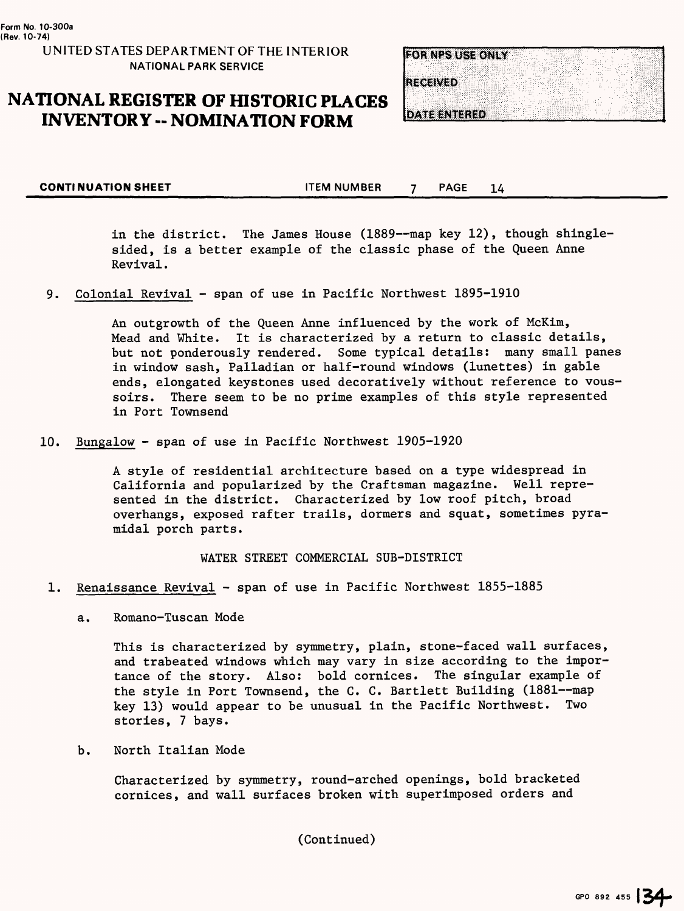in the district. The James House (1889--map key 12), though shingle-sided, is a better example of the classic phase of the Queen Anne Revival.

9. Colonial Revival - span of use in Pacific Northwest 1895-1910

   An outgrowth of the Queen Anne influenced by the work of McKim, Mead and White. It is characterized by a return to classic details, but not ponderously rendered. Some typical details: many small panes in window sash, Palladian or half-round windows (lunettes) in gable ends, elongated keystones used decoratively without reference to voussoirs. There seem to be no prime examples of this style represented in Port Townsend

10. Bungalow - span of use in Pacific Northwest 1905-1920

   A style of residential architecture based on a type widespread in California and popularized by the Craftsman magazine. Well represented in the district. Characterized by low roof pitch, broad overhangs, exposed rafter trails, dormers and squat, sometimes pyramidal porch parts.

WATER STREET COMMERCIAL SUB-DISTRICT

1. Renaissance Revival - span of use in Pacific Northwest 1855-1885

   a. Romano-Tuscan Mode

   This is characterized by symmetry, plain, stone-faced wall surfaces, and trabeated windows which may vary in size according to the importance of the story. Also: bold cornices. The singular example of the style in Port Townsend, the C. C. Bartlett Building (1881--map key 13) would appear to be unusual in the Pacific Northwest. Two stories, 7 bays.

   b. North Italian Mode

   Characterized by symmetry, round-arched openings, bold bracketed cornices, and wall surfaces broken with superimposed orders and

(Continued)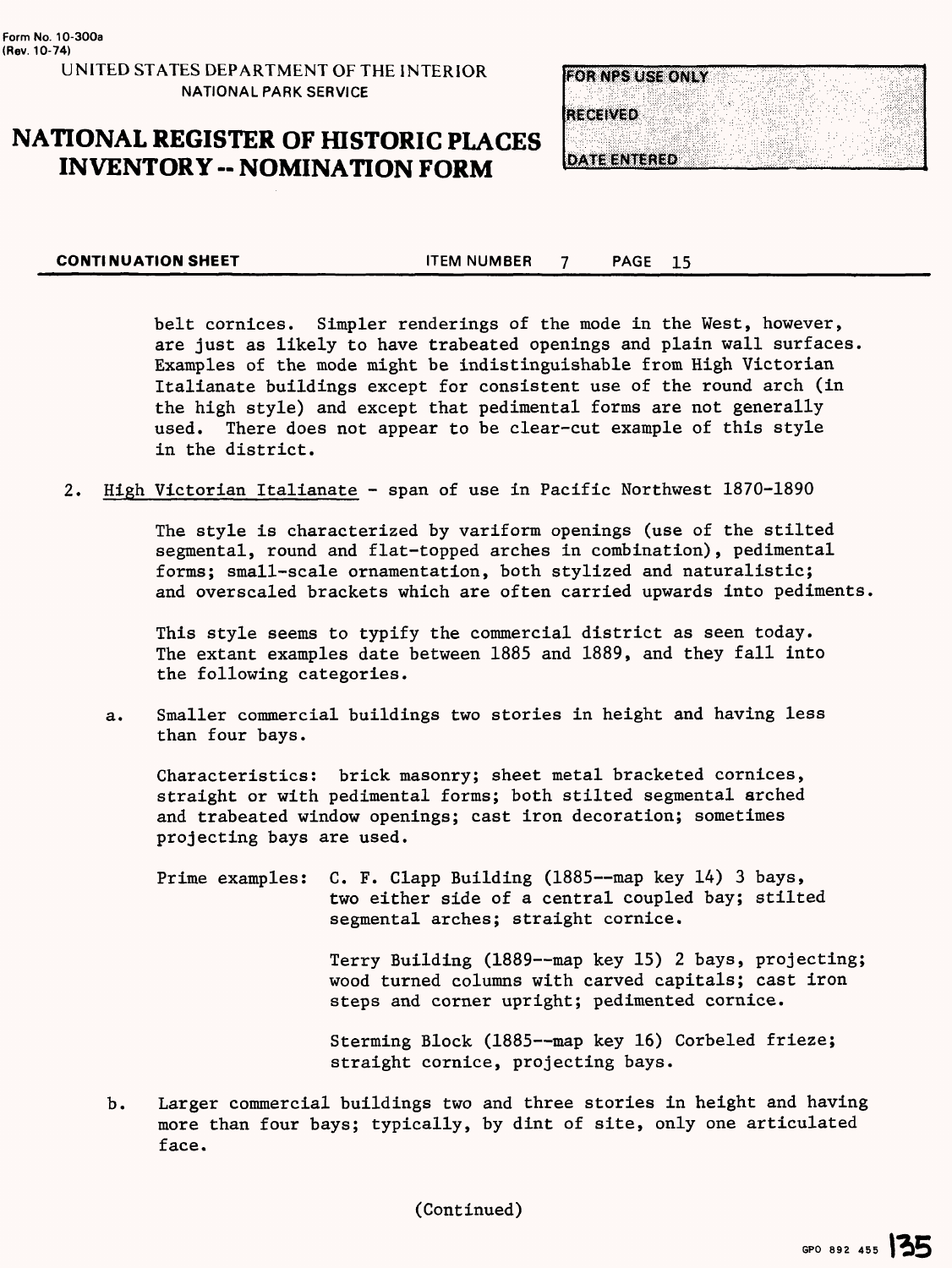belt cornices. Simpler renderings of the mode in the West, however, are just as likely to have trabeated openings and plain wall surfaces. Examples of the mode might be indistinguishable from High Victorian Italianate buildings except for consistent use of the round arch (in the high style) and except that pedimental forms are not generally used. There does not appear to be clear-cut example of this style in the district.

2. High Victorian Italianate - span of use in Pacific Northwest 1870-1890

   The style is characterized by variform openings (use of the stilted segmental, round and flat-topped arches in combination), pedimental forms; small-scale ornamentation, both stylized and naturalistic; and overscaled brackets which are often carried upwards into pediments.

   This style seems to typify the commercial district as seen today. The extant examples date between 1885 and 1889, and they fall into the following categories.

   a. Smaller commercial buildings two stories in height and having less than four bays.

      Characteristics: brick masonry; sheet metal bracketed cornices, straight or with pedimental forms; both stilted segmental arched and trabeated window openings; cast iron decoration; sometimes projecting bays are used.

      Prime examples: C. F. Clapp Building (1885--map key 14) 3 bays, two either side of a central coupled bay; stilted segmental arches; straight cornice.

      Terry Building (1889--map key 15) 2 bays, projecting; wood turned columns with carved capitals; cast iron steps and corner upright; pedimented cornice.

      Sterming Block (1885--map key 16) Corbeled frieze; straight cornice, projecting bays.

   b. Larger commercial buildings two and three stories in height and having more than four bays; typically, by dint of site, only one articulated face.

(Continued)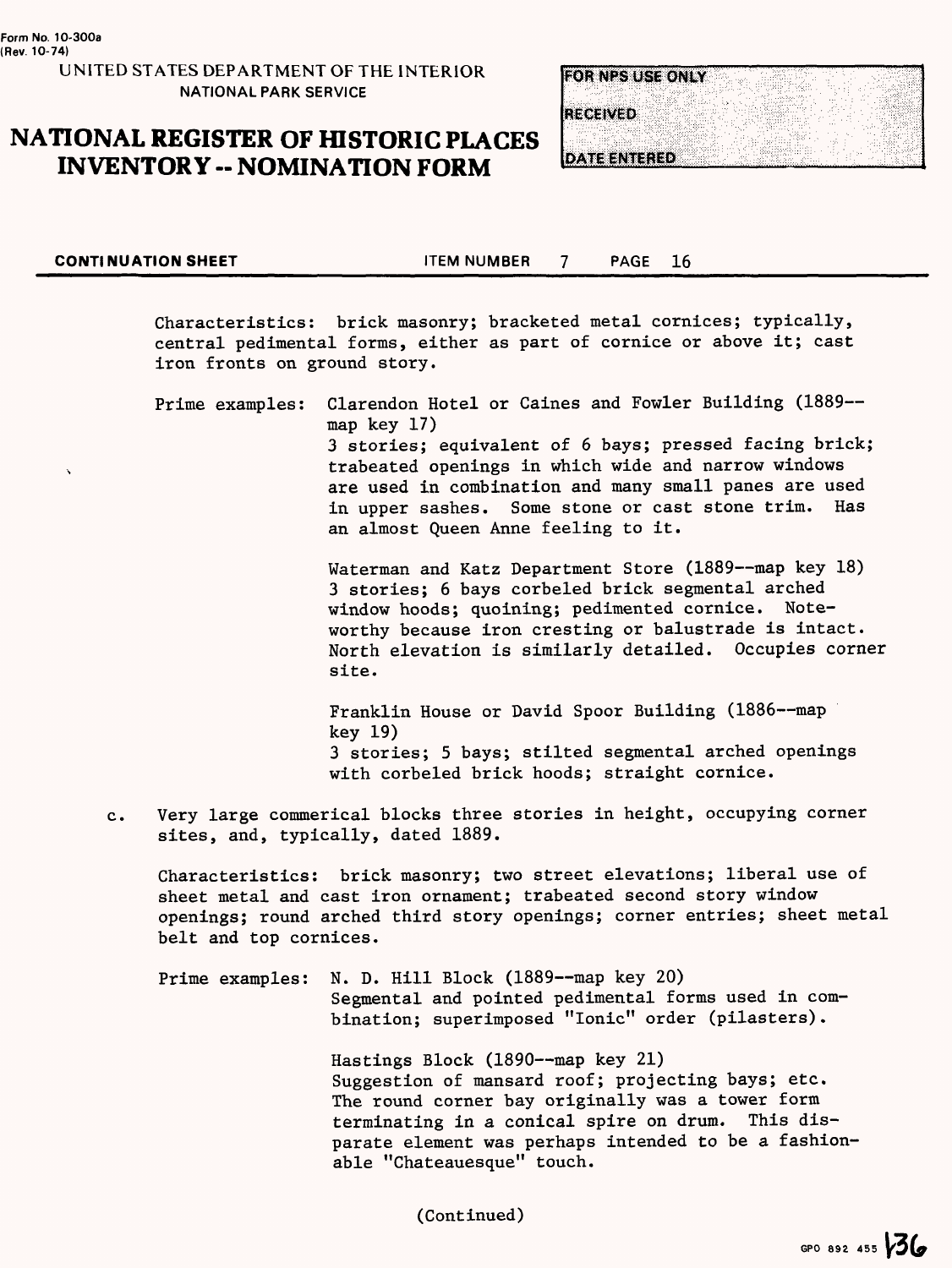Characteristics: brick masonry; bracketed metal cornices; typically, central pedimental forms, either as part of cornice or above it; cast iron fronts on ground story.

Prime examples: Clarendon Hotel or Caines and Fowler Building (1889--map key 17)
3 stories; equivalent of 6 bays; pressed facing brick; trabeated openings in which wide and narrow windows are used in combination and many small panes are used in upper sashes. Some stone or cast stone trim. Has an almost Queen Anne feeling to it.

Waterman and Katz Department Store (1889--map key 18)
3 stories; 6 bays corbeled brick segmental arched window hoods; quoining; pedimented cornice. Noteworthy because iron cresting or balustrade is intact. North elevation is similarly detailed. Occupies corner site.

Franklin House or David Spoor Building (1886--map key 19)
3 stories; 5 bays; stilted segmental arched openings with corbeled brick hoods; straight cornice.

c. Very large commerical blocks three stories in height, occupying corner sites, and, typically, dated 1889.

Characteristics: brick masonry; two street elevations; liberal use of sheet metal and cast iron ornament; trabeated second story window openings; round arched third story openings; corner entries; sheet metal belt and top cornices.

Prime examples: N. D. Hill Block (1889--map key 20)
Segmental and pointed pedimental forms used in combination; superimposed "Ionic" order (pilasters).

Hastings Block (1890--map key 21)
Suggestion of mansard roof; projecting bays; etc. The round corner bay originally was a tower form terminating in a conical spire on drum. This disparate element was perhaps intended to be a fashionable "Chateauesque" touch.

(Continued)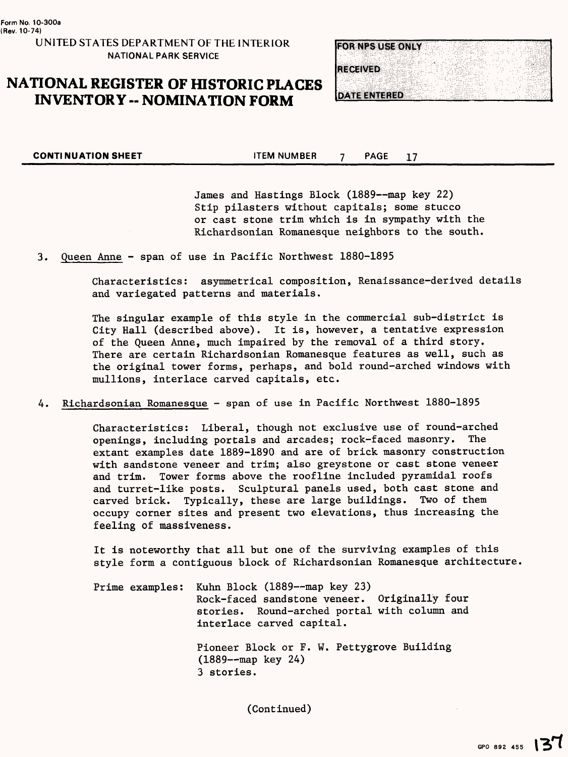James and Hastings Block (1889--map key 22)
Stip pilasters without capitals; some stucco or cast stone trim which is in sympathy with the Richardsonian Romanesque neighbors to the south.

3. Queen Anne - span of use in Pacific Northwest 1880-1895

   Characteristics: asymmetrical composition, Renaissance-derived details and variegated patterns and materials.

   The singular example of this style in the commercial sub-district is City Hall (described above). It is, however, a tentative expression of the Queen Anne, much impaired by the removal of a third story. There are certain Richardsonian Romanesque features as well, such as the original tower forms, perhaps, and bold round-arched windows with mullions, interlace carved capitals, etc.

4. Richardsonian Romanesque - span of use in Pacific Northwest 1880-1895

   Characteristics: Liberal, though not exclusive use of round-arched openings, including portals and arcades; rock-faced masonry. The extant examples date 1889-1890 and are of brick masonry construction with sandstone veneer and trim; also greystone or cast stone veneer and trim. Tower forms above the roofline included pyramidal roofs and turret-like posts. Sculptural panels used, both cast stone and carved brick. Typically, these are large buildings. Two of them occupy corner sites and present two elevations, thus increasing the feeling of massiveness.

   It is noteworthy that all but one of the surviving examples of this style form a contiguous block of Richardsonian Romanesque architecture.

   Prime examples: Kuhn Block (1889--map key 23)
   Rock-faced sandstone veneer. Originally four stories. Round-arched portal with column and interlace carved capital.

   Pioneer Block or F. W. Pettygrove Building (1889--map key 24)
   3 stories.

(Continued)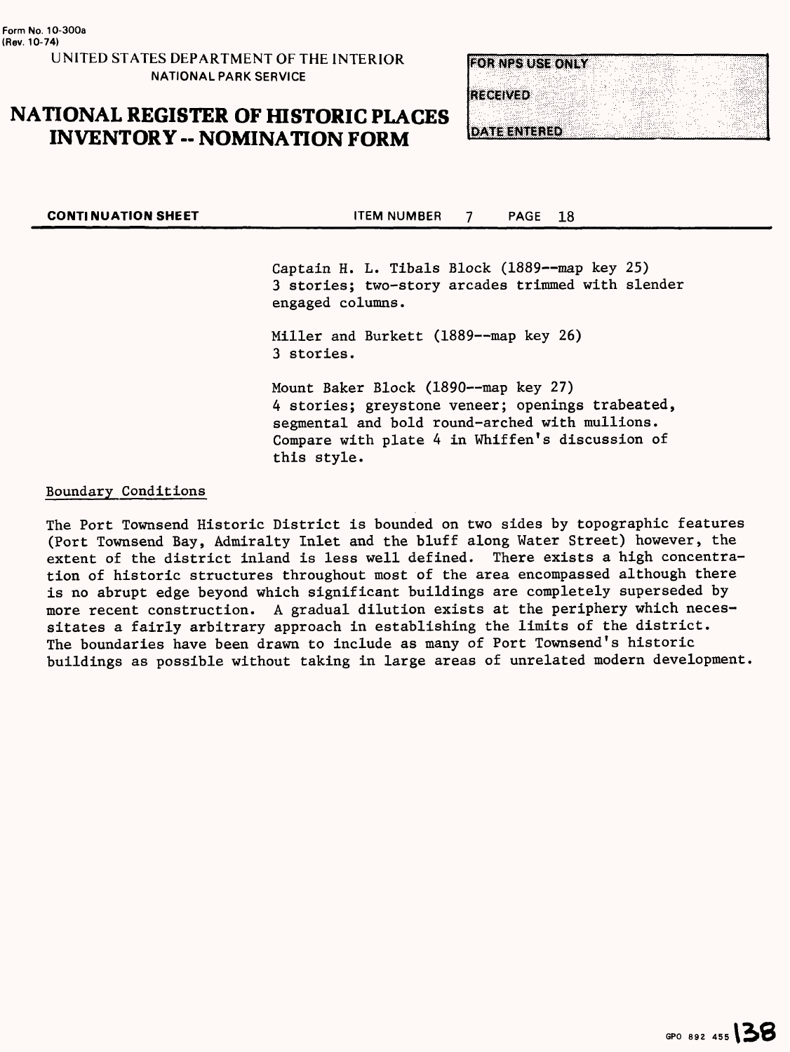Form No. 10-300a
(Rev. 10-74)

UNITED STATES DEPARTMENT OF THE INTERIOR
NATIONAL PARK SERVICE

# NATIONAL REGISTER OF HISTORIC PLACES INVENTORY -- NOMINATION FORM

FOR NPS USE ONLY

RECEIVED

DATE ENTERED

**CONTINUATION SHEET** ITEM NUMBER 7 PAGE 18

Captain H. L. Tibals Block (1889--map key 25)
3 stories; two-story arcades trimmed with slender engaged columns.

Miller and Burkett (1889--map key 26)
3 stories.

Mount Baker Block (1890--map key 27)
4 stories; greystone veneer; openings trabeated, segmental and bold round-arched with mullions. Compare with plate 4 in Whiffen's discussion of this style.

## Boundary Conditions

The Port Townsend Historic District is bounded on two sides by topographic features (Port Townsend Bay, Admiralty Inlet and the bluff along Water Street) however, the extent of the district inland is less well defined. There exists a high concentration of historic structures throughout most of the area encompassed although there is no abrupt edge beyond which significant buildings are completely superseded by more recent construction. A gradual dilution exists at the periphery which necessitates a fairly arbitrary approach in establishing the limits of the district. The boundaries have been drawn to include as many of Port Townsend's historic buildings as possible without taking in large areas of unrelated modern development.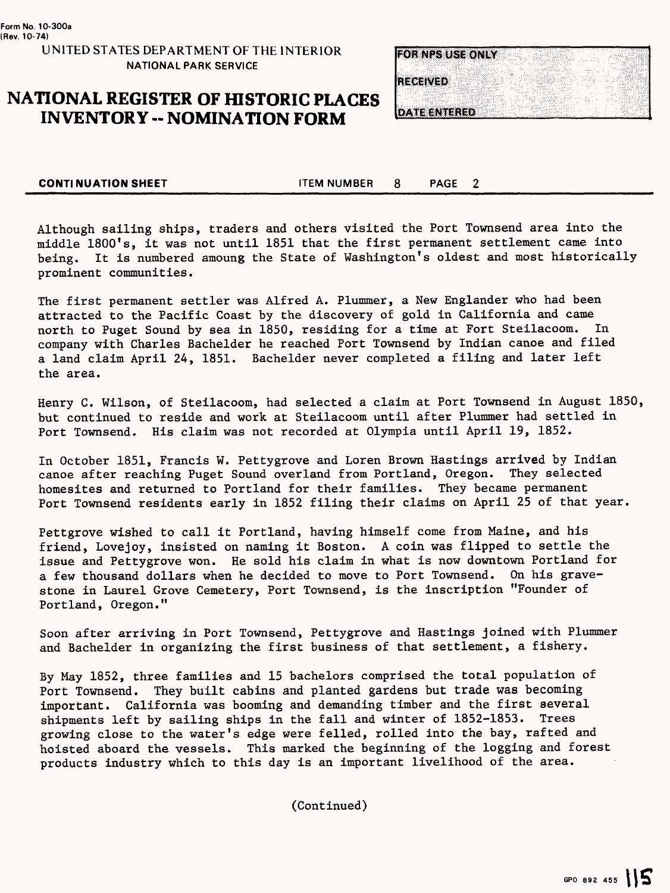Form No. 10-300a
(Rev. 10-74)

UNITED STATES DEPARTMENT OF THE INTERIOR
NATIONAL PARK SERVICE

# NATIONAL REGISTER OF HISTORIC PLACES INVENTORY -- NOMINATION FORM

FOR NPS USE ONLY

RECEIVED

DATE ENTERED

**CONTINUATION SHEET** ITEM NUMBER 8 PAGE 2

Although sailing ships, traders and others visited the Port Townsend area into the middle 1800's, it was not until 1851 that the first permanent settlement came into being. It is numbered amoung the State of Washington's oldest and most historically prominent communities.

The first permanent settler was Alfred A. Plummer, a New Englander who had been attracted to the Pacific Coast by the discovery of gold in California and came north to Puget Sound by sea in 1850, residing for a time at Fort Steilacoom. In company with Charles Bachelder he reached Port Townsend by Indian canoe and filed a land claim April 24, 1851. Bachelder never completed a filing and later left the area.

Henry C. Wilson, of Steilacoom, had selected a claim at Port Townsend in August 1850, but continued to reside and work at Steilacoom until after Plummer had settled in Port Townsend. His claim was not recorded at Olympia until April 19, 1852.

In October 1851, Francis W. Pettygrove and Loren Brown Hastings arrived by Indian canoe after reaching Puget Sound overland from Portland, Oregon. They selected homesites and returned to Portland for their families. They became permanent Port Townsend residents early in 1852 filing their claims on April 25 of that year.

Pettgrove wished to call it Portland, having himself come from Maine, and his friend, Lovejoy, insisted on naming it Boston. A coin was flipped to settle the issue and Pettygrove won. He sold his claim in what is now downtown Portland for a few thousand dollars when he decided to move to Port Townsend. On his gravestone in Laurel Grove Cemetery, Port Townsend, is the inscription "Founder of Portland, Oregon."

Soon after arriving in Port Townsend, Pettygrove and Hastings joined with Plummer and Bachelder in organizing the first business of that settlement, a fishery.

By May 1852, three families and 15 bachelors comprised the total population of Port Townsend. They built cabins and planted gardens but trade was becoming important. California was booming and demanding timber and the first several shipments left by sailing ships in the fall and winter of 1852-1853. Trees growing close to the water's edge were felled, rolled into the bay, rafted and hoisted aboard the vessels. This marked the beginning of the logging and forest products industry which to this day is an important livelihood of the area.

(Continued)

GPO 892 455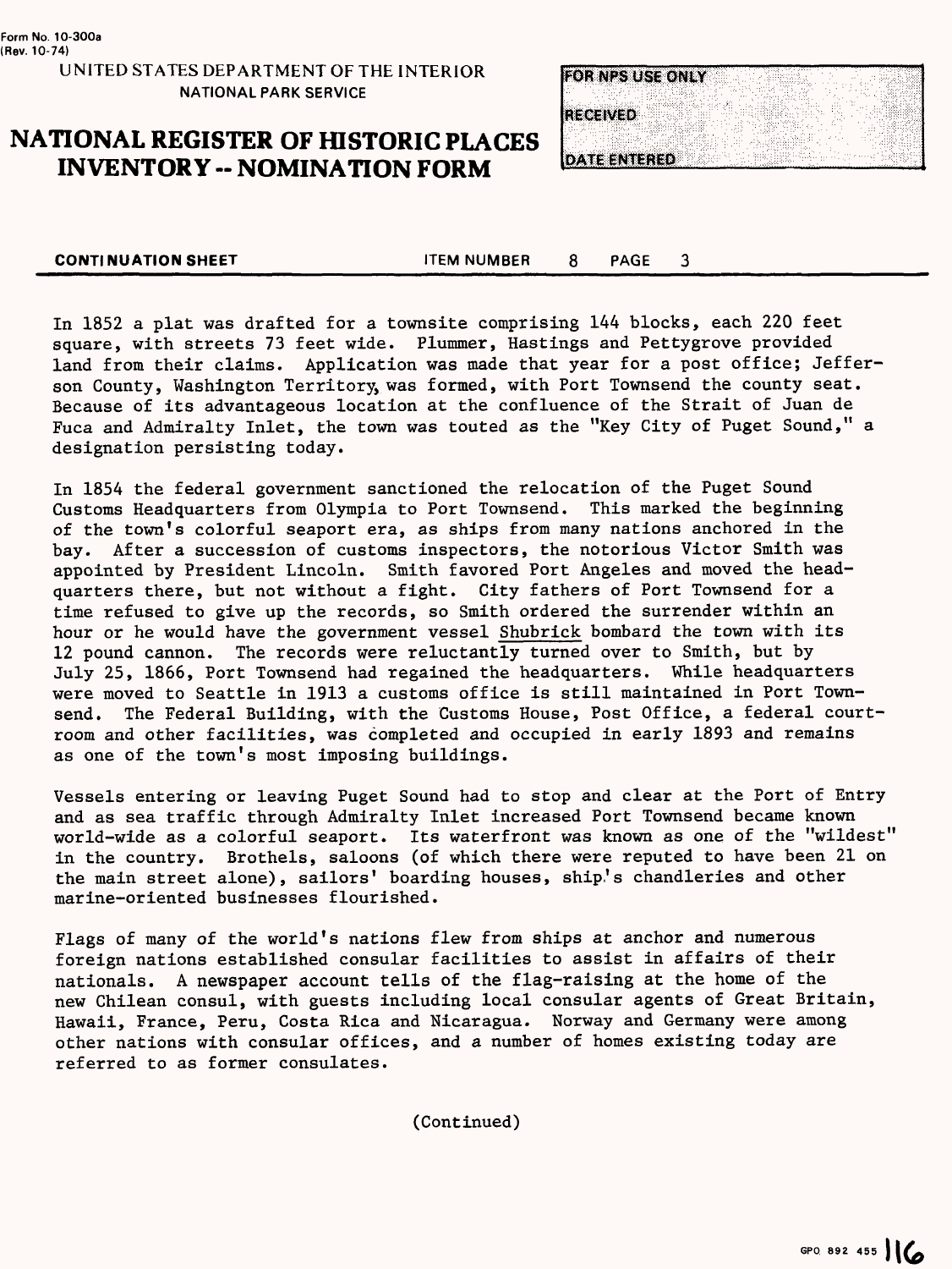Form No. 10-300a
(Rev. 10-74)

UNITED STATES DEPARTMENT OF THE INTERIOR
NATIONAL PARK SERVICE

# NATIONAL REGISTER OF HISTORIC PLACES INVENTORY -- NOMINATION FORM

| FOR NPS USE ONLY |
|---|
| RECEIVED |
| DATE ENTERED |

**CONTINUATION SHEET** ITEM NUMBER 8 PAGE 3

In 1852 a plat was drafted for a townsite comprising 144 blocks, each 220 feet square, with streets 73 feet wide. Plummer, Hastings and Pettygrove provided land from their claims. Application was made that year for a post office; Jefferson County, Washington Territory, was formed, with Port Townsend the county seat. Because of its advantageous location at the confluence of the Strait of Juan de Fuca and Admiralty Inlet, the town was touted as the "Key City of Puget Sound," a designation persisting today.

In 1854 the federal government sanctioned the relocation of the Puget Sound Customs Headquarters from Olympia to Port Townsend. This marked the beginning of the town's colorful seaport era, as ships from many nations anchored in the bay. After a succession of customs inspectors, the notorious Victor Smith was appointed by President Lincoln. Smith favored Port Angeles and moved the headquarters there, but not without a fight. City fathers of Port Townsend for a time refused to give up the records, so Smith ordered the surrender within an hour or he would have the government vessel Shubrick bombard the town with its 12 pound cannon. The records were reluctantly turned over to Smith, but by July 25, 1866, Port Townsend had regained the headquarters. While headquarters were moved to Seattle in 1913 a customs office is still maintained in Port Townsend. The Federal Building, with the Customs House, Post Office, a federal courtroom and other facilities, was completed and occupied in early 1893 and remains as one of the town's most imposing buildings.

Vessels entering or leaving Puget Sound had to stop and clear at the Port of Entry and as sea traffic through Admiralty Inlet increased Port Townsend became known world-wide as a colorful seaport. Its waterfront was known as one of the "wildest" in the country. Brothels, saloons (of which there were reputed to have been 21 on the main street alone), sailors' boarding houses, ship's chandleries and other marine-oriented businesses flourished.

Flags of many of the world's nations flew from ships at anchor and numerous foreign nations established consular facilities to assist in affairs of their nationals. A newspaper account tells of the flag-raising at the home of the new Chilean consul, with guests including local consular agents of Great Britain, Hawaii, France, Peru, Costa Rica and Nicaragua. Norway and Germany were among other nations with consular offices, and a number of homes existing today are referred to as former consulates.

(Continued)

GPO 892 455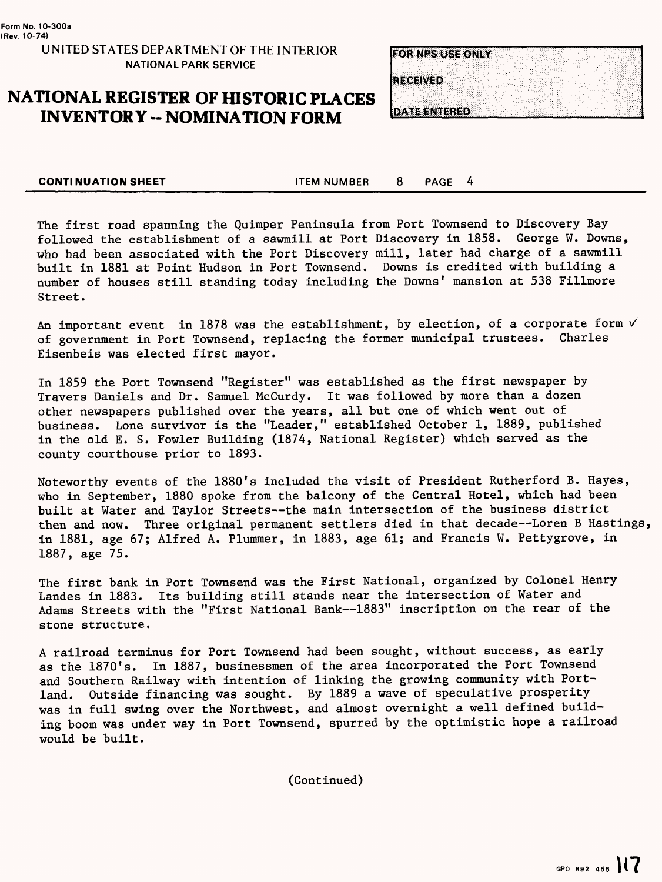Form No. 10-300a
(Rev. 10-74)

UNITED STATES DEPARTMENT OF THE INTERIOR
NATIONAL PARK SERVICE

# NATIONAL REGISTER OF HISTORIC PLACES INVENTORY -- NOMINATION FORM

FOR NPS USE ONLY
RECEIVED
DATE ENTERED

**CONTINUATION SHEET** ITEM NUMBER 8 PAGE 4

The first road spanning the Quimper Peninsula from Port Townsend to Discovery Bay followed the establishment of a sawmill at Port Discovery in 1858. George W. Downs, who had been associated with the Port Discovery mill, later had charge of a sawmill built in 1881 at Point Hudson in Port Townsend. Downs is credited with building a number of houses still standing today including the Downs' mansion at 538 Fillmore Street.

An important event in 1878 was the establishment, by election, of a corporate form ✓ of government in Port Townsend, replacing the former municipal trustees. Charles Eisenbeis was elected first mayor.

In 1859 the Port Townsend "Register" was established as the first newspaper by Travers Daniels and Dr. Samuel McCurdy. It was followed by more than a dozen other newspapers published over the years, all but one of which went out of business. Lone survivor is the "Leader," established October 1, 1889, published in the old E. S. Fowler Building (1874, National Register) which served as the county courthouse prior to 1893.

Noteworthy events of the 1880's included the visit of President Rutherford B. Hayes, who in September, 1880 spoke from the balcony of the Central Hotel, which had been built at Water and Taylor Streets--the main intersection of the business district then and now. Three original permanent settlers died in that decade--Loren B Hastings, in 1881, age 67; Alfred A. Plummer, in 1883, age 61; and Francis W. Pettygrove, in 1887, age 75.

The first bank in Port Townsend was the First National, organized by Colonel Henry Landes in 1883. Its building still stands near the intersection of Water and Adams Streets with the "First National Bank--1883" inscription on the rear of the stone structure.

A railroad terminus for Port Townsend had been sought, without success, as early as the 1870's. In 1887, businessmen of the area incorporated the Port Townsend and Southern Railway with intention of linking the growing community with Portland. Outside financing was sought. By 1889 a wave of speculative prosperity was in full swing over the Northwest, and almost overnight a well defined building boom was under way in Port Townsend, spurred by the optimistic hope a railroad would be built.

(Continued)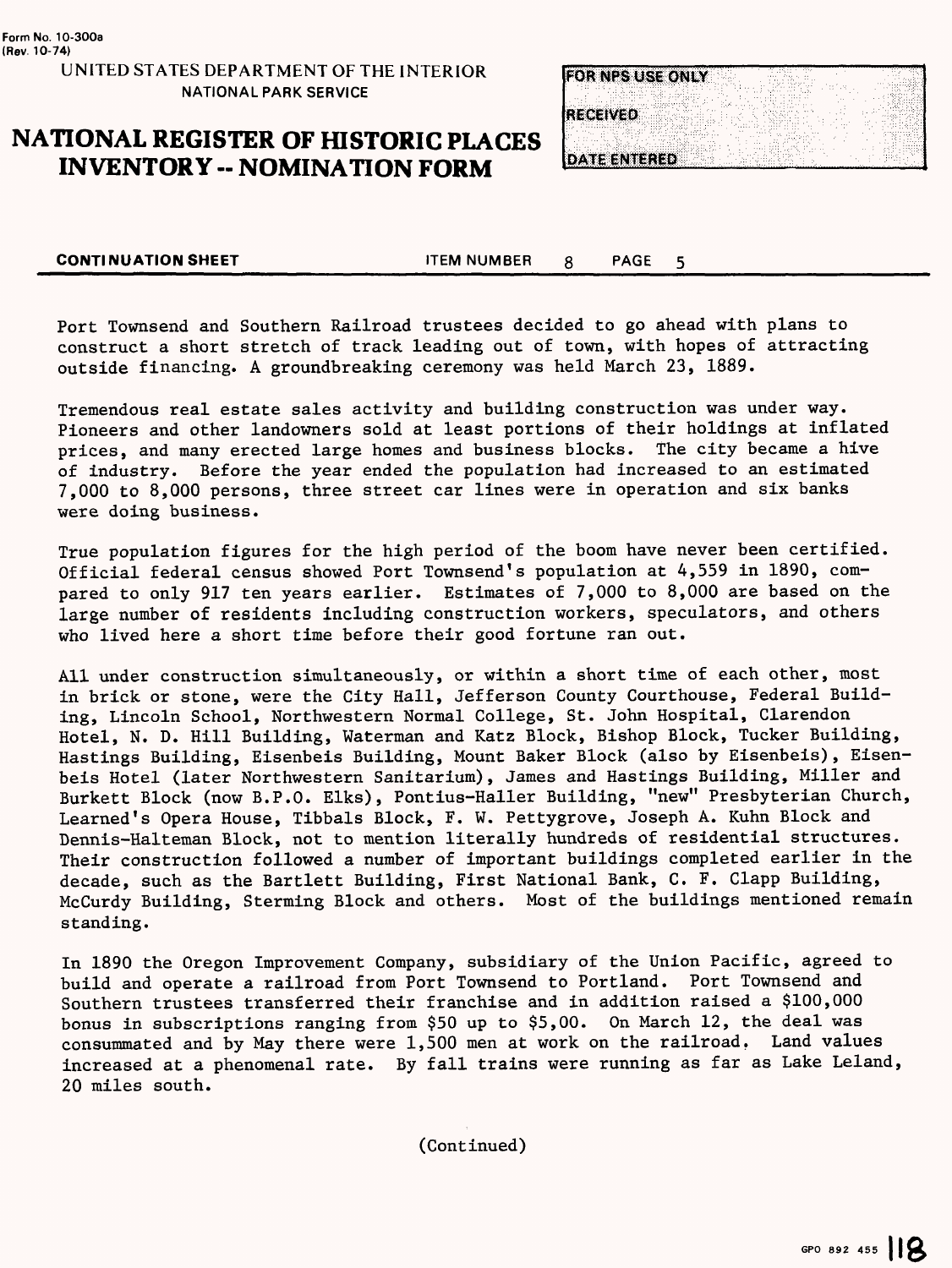Port Townsend and Southern Railroad trustees decided to go ahead with plans to construct a short stretch of track leading out of town, with hopes of attracting outside financing. A groundbreaking ceremony was held March 23, 1889.

Tremendous real estate sales activity and building construction was under way. Pioneers and other landowners sold at least portions of their holdings at inflated prices, and many erected large homes and business blocks. The city became a hive of industry. Before the year ended the population had increased to an estimated 7,000 to 8,000 persons, three street car lines were in operation and six banks were doing business.

True population figures for the high period of the boom have never been certified. Official federal census showed Port Townsend's population at 4,559 in 1890, compared to only 917 ten years earlier. Estimates of 7,000 to 8,000 are based on the large number of residents including construction workers, speculators, and others who lived here a short time before their good fortune ran out.

All under construction simultaneously, or within a short time of each other, most in brick or stone, were the City Hall, Jefferson County Courthouse, Federal Building, Lincoln School, Northwestern Normal College, St. John Hospital, Clarendon Hotel, N. D. Hill Building, Waterman and Katz Block, Bishop Block, Tucker Building, Hastings Building, Eisenbeis Building, Mount Baker Block (also by Eisenbeis), Eisenbeis Hotel (later Northwestern Sanitarium), James and Hastings Building, Miller and Burkett Block (now B.P.O. Elks), Pontius-Haller Building, "new" Presbyterian Church, Learned's Opera House, Tibbals Block, F. W. Pettygrove, Joseph A. Kuhn Block and Dennis-Halteman Block, not to mention literally hundreds of residential structures. Their construction followed a number of important buildings completed earlier in the decade, such as the Bartlett Building, First National Bank, C. F. Clapp Building, McCurdy Building, Sterming Block and others. Most of the buildings mentioned remain standing.

In 1890 the Oregon Improvement Company, subsidiary of the Union Pacific, agreed to build and operate a railroad from Port Townsend to Portland. Port Townsend and Southern trustees transferred their franchise and in addition raised a $100,000 bonus in subscriptions ranging from $50 up to $5,00. On March 12, the deal was consummated and by May there were 1,500 men at work on the railroad. Land values increased at a phenomenal rate. By fall trains were running as far as Lake Leland, 20 miles south.

(Continued)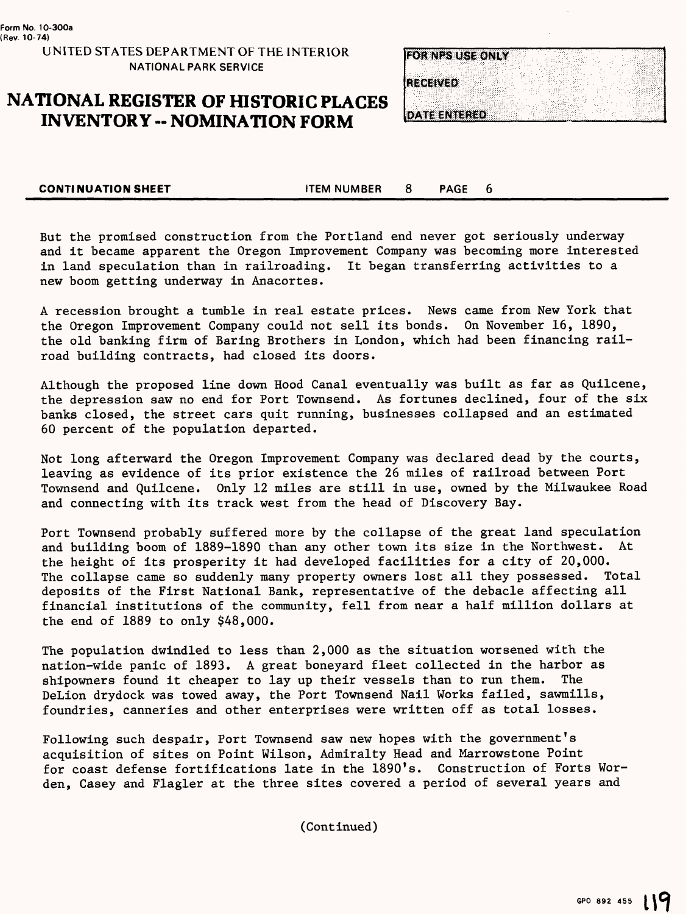Form No. 10-300a
(Rev. 10-74)

UNITED STATES DEPARTMENT OF THE INTERIOR
NATIONAL PARK SERVICE

# NATIONAL REGISTER OF HISTORIC PLACES INVENTORY -- NOMINATION FORM

| FOR NPS USE ONLY |
|---|
| RECEIVED |
| DATE ENTERED |

**CONTINUATION SHEET** ITEM NUMBER 8 PAGE 6

But the promised construction from the Portland end never got seriously underway and it became apparent the Oregon Improvement Company was becoming more interested in land speculation than in railroading. It began transferring activities to a new boom getting underway in Anacortes.

A recession brought a tumble in real estate prices. News came from New York that the Oregon Improvement Company could not sell its bonds. On November 16, 1890, the old banking firm of Baring Brothers in London, which had been financing railroad building contracts, had closed its doors.

Although the proposed line down Hood Canal eventually was built as far as Quilcene, the depression saw no end for Port Townsend. As fortunes declined, four of the six banks closed, the street cars quit running, businesses collapsed and an estimated 60 percent of the population departed.

Not long afterward the Oregon Improvement Company was declared dead by the courts, leaving as evidence of its prior existence the 26 miles of railroad between Port Townsend and Quilcene. Only 12 miles are still in use, owned by the Milwaukee Road and connecting with its track west from the head of Discovery Bay.

Port Townsend probably suffered more by the collapse of the great land speculation and building boom of 1889-1890 than any other town its size in the Northwest. At the height of its prosperity it had developed facilities for a city of 20,000. The collapse came so suddenly many property owners lost all they possessed. Total deposits of the First National Bank, representative of the debacle affecting all financial institutions of the community, fell from near a half million dollars at the end of 1889 to only $48,000.

The population dwindled to less than 2,000 as the situation worsened with the nation-wide panic of 1893. A great boneyard fleet collected in the harbor as shipowners found it cheaper to lay up their vessels than to run them. The DeLion drydock was towed away, the Port Townsend Nail Works failed, sawmills, foundries, canneries and other enterprises were written off as total losses.

Following such despair, Port Townsend saw new hopes with the government's acquisition of sites on Point Wilson, Admiralty Head and Marrowstone Point for coast defense fortifications late in the 1890's. Construction of Forts Worden, Casey and Flagler at the three sites covered a period of several years and

(Continued)

GPO 892 455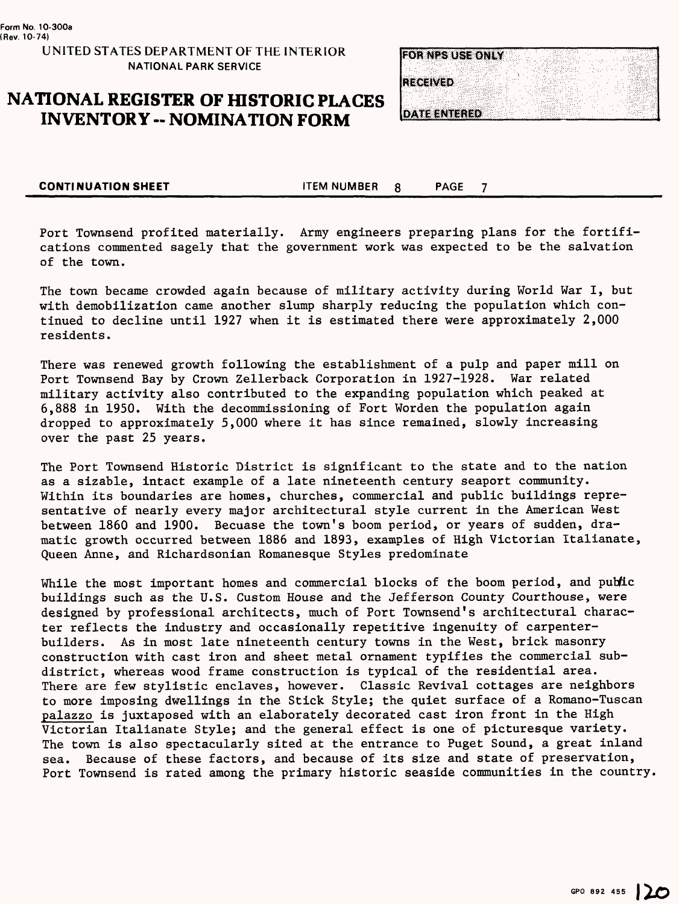Form No. 10-300a
(Rev. 10-74)

UNITED STATES DEPARTMENT OF THE INTERIOR
NATIONAL PARK SERVICE

# NATIONAL REGISTER OF HISTORIC PLACES INVENTORY -- NOMINATION FORM

| FOR NPS USE ONLY |
|---|
| RECEIVED |
| DATE ENTERED |

**CONTINUATION SHEET** ITEM NUMBER 8 PAGE 7

Port Townsend profited materially. Army engineers preparing plans for the fortifications commented sagely that the government work was expected to be the salvation of the town.

The town became crowded again because of military activity during World War I, but with demobilization came another slump sharply reducing the population which continued to decline until 1927 when it is estimated there were approximately 2,000 residents.

There was renewed growth following the establishment of a pulp and paper mill on Port Townsend Bay by Crown Zellerback Corporation in 1927-1928. War related military activity also contributed to the expanding population which peaked at 6,888 in 1950. With the decommissioning of Fort Worden the population again dropped to approximately 5,000 where it has since remained, slowly increasing over the past 25 years.

The Port Townsend Historic District is significant to the state and to the nation as a sizable, intact example of a late nineteenth century seaport community. Within its boundaries are homes, churches, commercial and public buildings representative of nearly every major architectural style current in the American West between 1860 and 1900. Becuase the town's boom period, or years of sudden, dramatic growth occurred between 1886 and 1893, examples of High Victorian Italianate, Queen Anne, and Richardsonian Romanesque Styles predominate

While the most important homes and commercial blocks of the boom period, and public buildings such as the U.S. Custom House and the Jefferson County Courthouse, were designed by professional architects, much of Port Townsend's architectural character reflects the industry and occasionally repetitive ingenuity of carpenter-builders. As in most late nineteenth century towns in the West, brick masonry construction with cast iron and sheet metal ornament typifies the commercial subdistrict, whereas wood frame construction is typical of the residential area. There are few stylistic enclaves, however. Classic Revival cottages are neighbors to more imposing dwellings in the Stick Style; the quiet surface of a Romano-Tuscan palazzo is juxtaposed with an elaborately decorated cast iron front in the High Victorian Italianate Style; and the general effect is one of picturesque variety. The town is also spectacularly sited at the entrance to Puget Sound, a great inland sea. Because of these factors, and because of its size and state of preservation, Port Townsend is rated among the primary historic seaside communities in the country.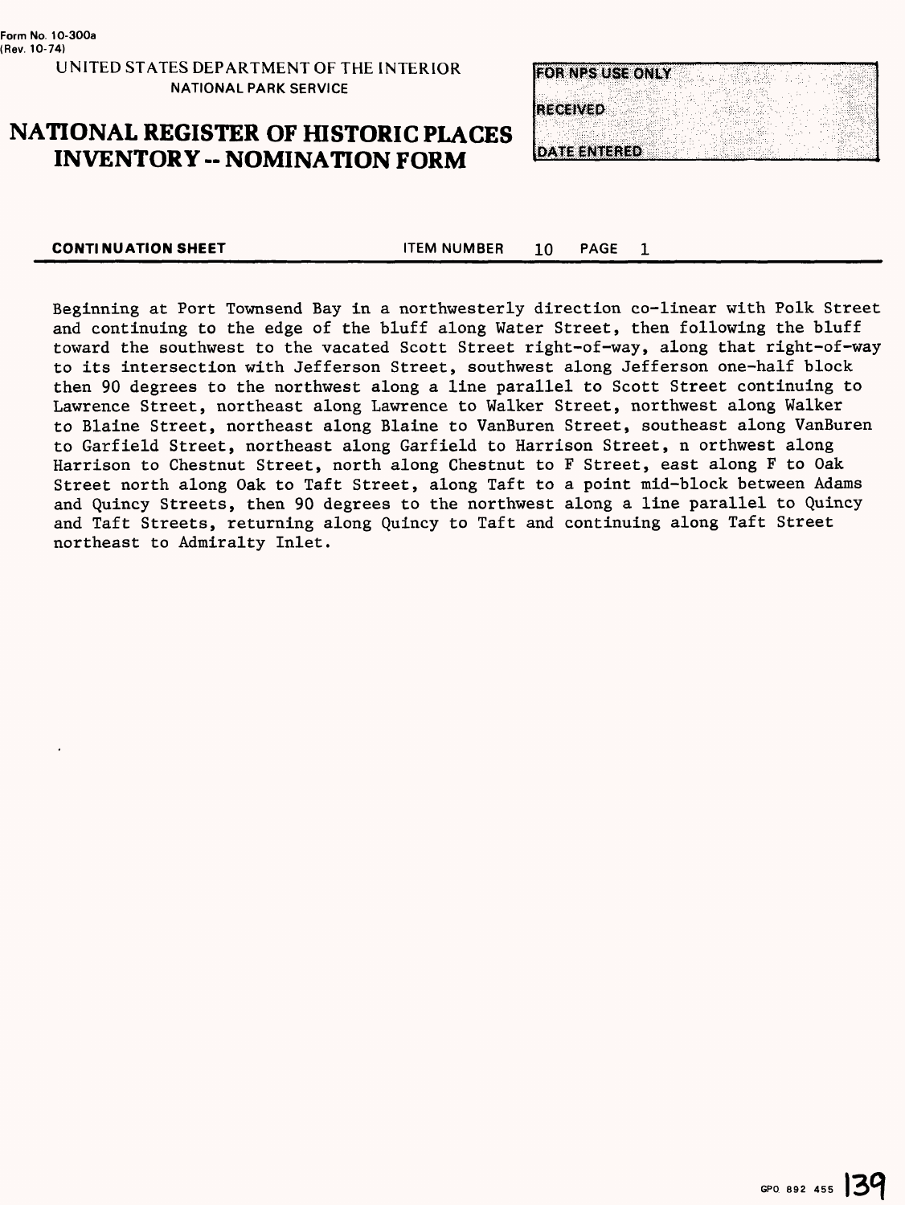Form No. 10-300a
(Rev. 10-74)

UNITED STATES DEPARTMENT OF THE INTERIOR
NATIONAL PARK SERVICE

# NATIONAL REGISTER OF HISTORIC PLACES INVENTORY -- NOMINATION FORM

| FOR NPS USE ONLY |
| --- |
| RECEIVED |
| DATE ENTERED |

**CONTINUATION SHEET** ITEM NUMBER 10 PAGE 1

Beginning at Port Townsend Bay in a northwesterly direction co-linear with Polk Street and continuing to the edge of the bluff along Water Street, then following the bluff toward the southwest to the vacated Scott Street right-of-way, along that right-of-way to its intersection with Jefferson Street, southwest along Jefferson one-half block then 90 degrees to the northwest along a line parallel to Scott Street continuing to Lawrence Street, northeast along Lawrence to Walker Street, northwest along Walker to Blaine Street, northeast along Blaine to VanBuren Street, southeast along VanBuren to Garfield Street, northeast along Garfield to Harrison Street, n orthwest along Harrison to Chestnut Street, north along Chestnut to F Street, east along F to Oak Street north along Oak to Taft Street, along Taft to a point mid-block between Adams and Quincy Streets, then 90 degrees to the northwest along a line parallel to Quincy and Taft Streets, returning along Quincy to Taft and continuing along Taft Street northeast to Admiralty Inlet.

GPO 892 455